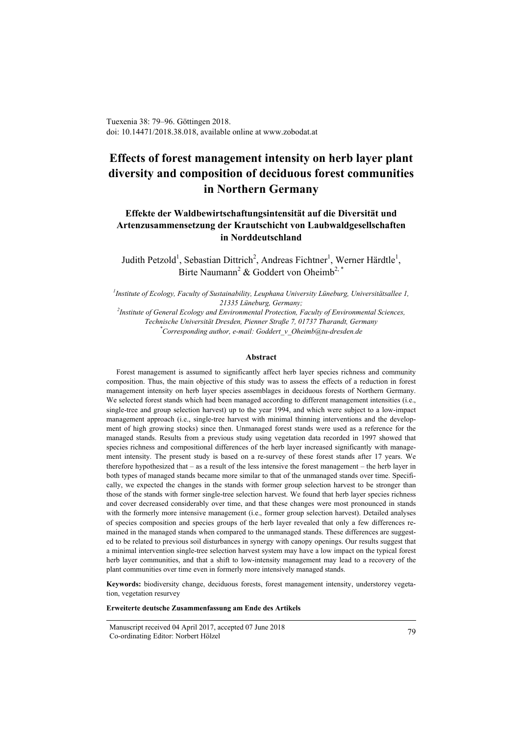Tuexenia 38: 79–96. Göttingen 2018.
doi: 10.14471/2018.38.018, available online at www.zobodat.at

# Effects of forest management intensity on herb layer plant diversity and composition of deciduous forest communities in Northern Germany

## Effekte der Waldbewirtschaftungsintensität auf die Diversität und Artenzusammensetzung der Krautschicht von Laubwaldgesellschaften in Norddeutschland

Judith Petzold[1], Sebastian Dittrich[2], Andreas Fichtner[1], Werner Härdtle[1], Birte Naumann[2] & Goddert von Oheimb[2, *]

*[1]Institute of Ecology, Faculty of Sustainability, Leuphana University Lüneburg, Universitätsallee 1, 21335 Lüneburg, Germany;*
*[2]Institute of General Ecology and Environmental Protection, Faculty of Environmental Sciences, Technische Universität Dresden, Pienner Straße 7, 01737 Tharandt, Germany*
*[*]Corresponding author, e-mail: Goddert_v_Oheimb@tu-dresden.de*

### Abstract

Forest management is assumed to significantly affect herb layer species richness and community composition. Thus, the main objective of this study was to assess the effects of a reduction in forest management intensity on herb layer species assemblages in deciduous forests of Northern Germany. We selected forest stands which had been managed according to different management intensities (i.e., single-tree and group selection harvest) up to the year 1994, and which were subject to a low-impact management approach (i.e., single-tree harvest with minimal thinning interventions and the development of high growing stocks) since then. Unmanaged forest stands were used as a reference for the managed stands. Results from a previous study using vegetation data recorded in 1997 showed that species richness and compositional differences of the herb layer increased significantly with management intensity. The present study is based on a re-survey of these forest stands after 17 years. We therefore hypothesized that – as a result of the less intensive the forest management – the herb layer in both types of managed stands became more similar to that of the unmanaged stands over time. Specifically, we expected the changes in the stands with former group selection harvest to be stronger than those of the stands with former single-tree selection harvest. We found that herb layer species richness and cover decreased considerably over time, and that these changes were most pronounced in stands with the formerly more intensive management (i.e., former group selection harvest). Detailed analyses of species composition and species groups of the herb layer revealed that only a few differences remained in the managed stands when compared to the unmanaged stands. These differences are suggested to be related to previous soil disturbances in synergy with canopy openings. Our results suggest that a minimal intervention single-tree selection harvest system may have a low impact on the typical forest herb layer communities, and that a shift to low-intensity management may lead to a recovery of the plant communities over time even in formerly more intensively managed stands.

**Keywords:** biodiversity change, deciduous forests, forest management intensity, understorey vegetation, vegetation resurvey

**Erweiterte deutsche Zusammenfassung am Ende des Artikels**

Manuscript received 04 April 2017, accepted 07 June 2018
Co-ordinating Editor: Norbert Hölzel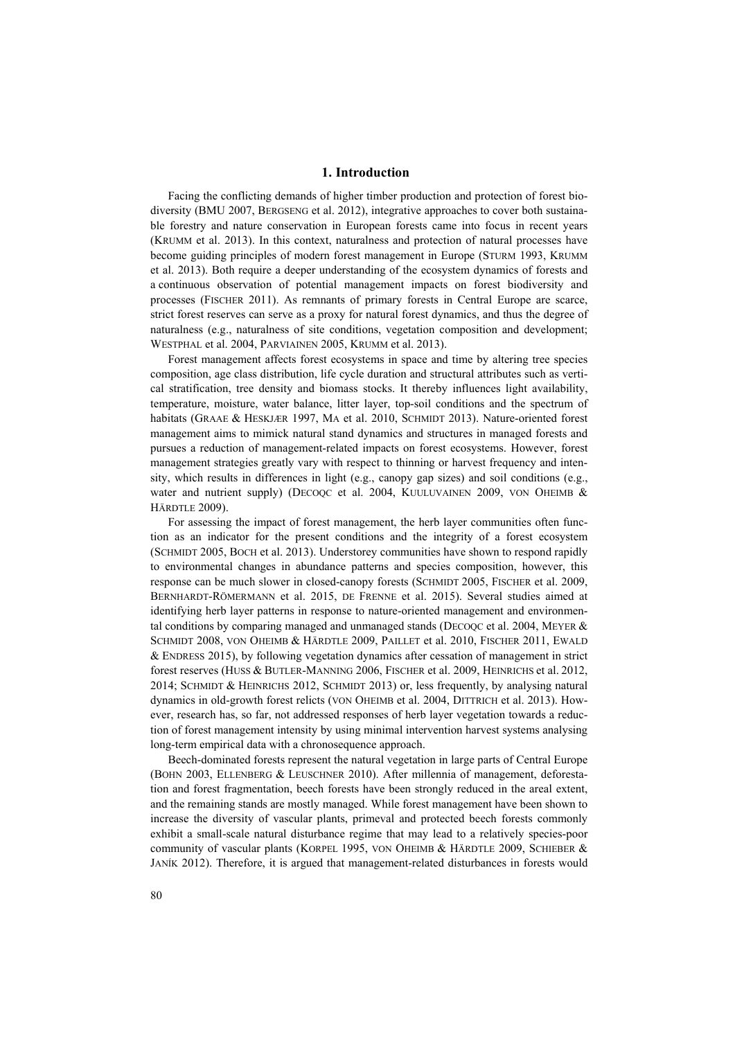## 1. Introduction

Facing the conflicting demands of higher timber production and protection of forest biodiversity (BMU 2007, BERGSENG et al. 2012), integrative approaches to cover both sustainable forestry and nature conservation in European forests came into focus in recent years (KRUMM et al. 2013). In this context, naturalness and protection of natural processes have become guiding principles of modern forest management in Europe (STURM 1993, KRUMM et al. 2013). Both require a deeper understanding of the ecosystem dynamics of forests and a continuous observation of potential management impacts on forest biodiversity and processes (FISCHER 2011). As remnants of primary forests in Central Europe are scarce, strict forest reserves can serve as a proxy for natural forest dynamics, and thus the degree of naturalness (e.g., naturalness of site conditions, vegetation composition and development; WESTPHAL et al. 2004, PARVIAINEN 2005, KRUMM et al. 2013).

Forest management affects forest ecosystems in space and time by altering tree species composition, age class distribution, life cycle duration and structural attributes such as vertical stratification, tree density and biomass stocks. It thereby influences light availability, temperature, moisture, water balance, litter layer, top-soil conditions and the spectrum of habitats (GRAAE & HESKJÆR 1997, MA et al. 2010, SCHMIDT 2013). Nature-oriented forest management aims to mimick natural stand dynamics and structures in managed forests and pursues a reduction of management-related impacts on forest ecosystems. However, forest management strategies greatly vary with respect to thinning or harvest frequency and intensity, which results in differences in light (e.g., canopy gap sizes) and soil conditions (e.g., water and nutrient supply) (DECOQC et al. 2004, KUULUVAINEN 2009, VON OHEIMB & HÄRDTLE 2009).

For assessing the impact of forest management, the herb layer communities often function as an indicator for the present conditions and the integrity of a forest ecosystem (SCHMIDT 2005, BOCH et al. 2013). Understorey communities have shown to respond rapidly to environmental changes in abundance patterns and species composition, however, this response can be much slower in closed-canopy forests (SCHMIDT 2005, FISCHER et al. 2009, BERNHARDT-RÖMERMANN et al. 2015, DE FRENNE et al. 2015). Several studies aimed at identifying herb layer patterns in response to nature-oriented management and environmental conditions by comparing managed and unmanaged stands (DECOQC et al. 2004, MEYER & SCHMIDT 2008, VON OHEIMB & HÄRDTLE 2009, PAILLET et al. 2010, FISCHER 2011, EWALD & ENDRESS 2015), by following vegetation dynamics after cessation of management in strict forest reserves (HUSS & BUTLER-MANNING 2006, FISCHER et al. 2009, HEINRICHS et al. 2012, 2014; SCHMIDT & HEINRICHS 2012, SCHMIDT 2013) or, less frequently, by analysing natural dynamics in old-growth forest relicts (VON OHEIMB et al. 2004, DITTRICH et al. 2013). However, research has, so far, not addressed responses of herb layer vegetation towards a reduction of forest management intensity by using minimal intervention harvest systems analysing long-term empirical data with a chronosequence approach.

Beech-dominated forests represent the natural vegetation in large parts of Central Europe (BOHN 2003, ELLENBERG & LEUSCHNER 2010). After millennia of management, deforestation and forest fragmentation, beech forests have been strongly reduced in the areal extent, and the remaining stands are mostly managed. While forest management have been shown to increase the diversity of vascular plants, primeval and protected beech forests commonly exhibit a small-scale natural disturbance regime that may lead to a relatively species-poor community of vascular plants (KORPEL 1995, VON OHEIMB & HÄRDTLE 2009, SCHIEBER & JANÍK 2012). Therefore, it is argued that management-related disturbances in forests would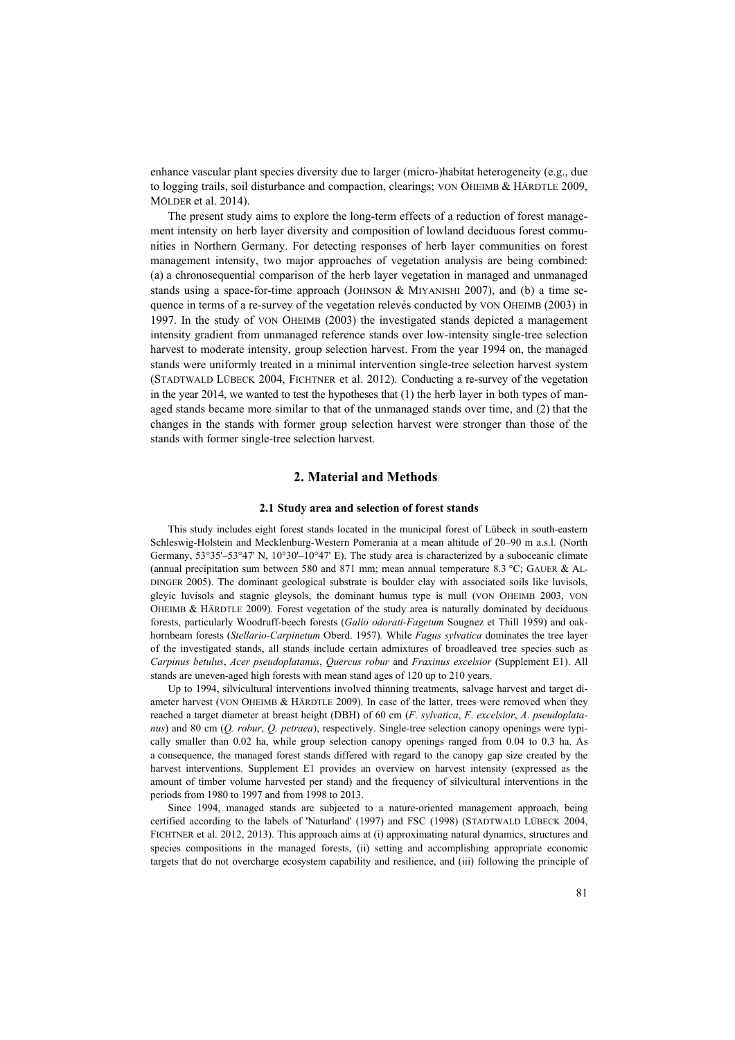enhance vascular plant species diversity due to larger (micro-)habitat heterogeneity (e.g., due to logging trails, soil disturbance and compaction, clearings; VON OHEIMB & HÄRDTLE 2009, MÖLDER et al. 2014).

The present study aims to explore the long-term effects of a reduction of forest management intensity on herb layer diversity and composition of lowland deciduous forest communities in Northern Germany. For detecting responses of herb layer communities on forest management intensity, two major approaches of vegetation analysis are being combined: (a) a chronosequential comparison of the herb layer vegetation in managed and unmanaged stands using a space-for-time approach (JOHNSON & MIYANISHI 2007), and (b) a time sequence in terms of a re-survey of the vegetation relevés conducted by VON OHEIMB (2003) in 1997. In the study of VON OHEIMB (2003) the investigated stands depicted a management intensity gradient from unmanaged reference stands over low-intensity single-tree selection harvest to moderate intensity, group selection harvest. From the year 1994 on, the managed stands were uniformly treated in a minimal intervention single-tree selection harvest system (STADTWALD LÜBECK 2004, FICHTNER et al. 2012). Conducting a re-survey of the vegetation in the year 2014, we wanted to test the hypotheses that (1) the herb layer in both types of managed stands became more similar to that of the unmanaged stands over time, and (2) that the changes in the stands with former group selection harvest were stronger than those of the stands with former single-tree selection harvest.

## 2. Material and Methods

### 2.1 Study area and selection of forest stands

This study includes eight forest stands located in the municipal forest of Lübeck in south-eastern Schleswig-Holstein and Mecklenburg-Western Pomerania at a mean altitude of 20–90 m a.s.l. (North Germany, 53°35'–53°47' N, 10°30'–10°47' E). The study area is characterized by a suboceanic climate (annual precipitation sum between 580 and 871 mm; mean annual temperature 8.3 °C; GAUER & ALDINGER 2005). The dominant geological substrate is boulder clay with associated soils like luvisols, gleyic luvisols and stagnic gleysols, the dominant humus type is mull (VON OHEIMB 2003, VON OHEIMB & HÄRDTLE 2009). Forest vegetation of the study area is naturally dominated by deciduous forests, particularly Woodruff-beech forests (*Galio odorati-Fagetum* Sougnez et Thill 1959) and oak-hornbeam forests (*Stellario-Carpinetum* Oberd. 1957). While *Fagus sylvatica* dominates the tree layer of the investigated stands, all stands include certain admixtures of broadleaved tree species such as *Carpinus betulus*, *Acer pseudoplatanus*, *Quercus robur* and *Fraxinus excelsior* (Supplement E1). All stands are uneven-aged high forests with mean stand ages of 120 up to 210 years.

Up to 1994, silvicultural interventions involved thinning treatments, salvage harvest and target diameter harvest (VON OHEIMB & HÄRDTLE 2009). In case of the latter, trees were removed when they reached a target diameter at breast height (DBH) of 60 cm (*F. sylvatica*, *F. excelsior*, *A. pseudoplatanus*) and 80 cm (*Q. robur*, *Q. petraea*), respectively. Single-tree selection canopy openings were typically smaller than 0.02 ha, while group selection canopy openings ranged from 0.04 to 0.3 ha. As a consequence, the managed forest stands differed with regard to the canopy gap size created by the harvest interventions. Supplement E1 provides an overview on harvest intensity (expressed as the amount of timber volume harvested per stand) and the frequency of silvicultural interventions in the periods from 1980 to 1997 and from 1998 to 2013.

Since 1994, managed stands are subjected to a nature-oriented management approach, being certified according to the labels of 'Naturland' (1997) and FSC (1998) (STADTWALD LÜBECK 2004, FICHTNER et al. 2012, 2013). This approach aims at (i) approximating natural dynamics, structures and species compositions in the managed forests, (ii) setting and accomplishing appropriate economic targets that do not overcharge ecosystem capability and resilience, and (iii) following the principle of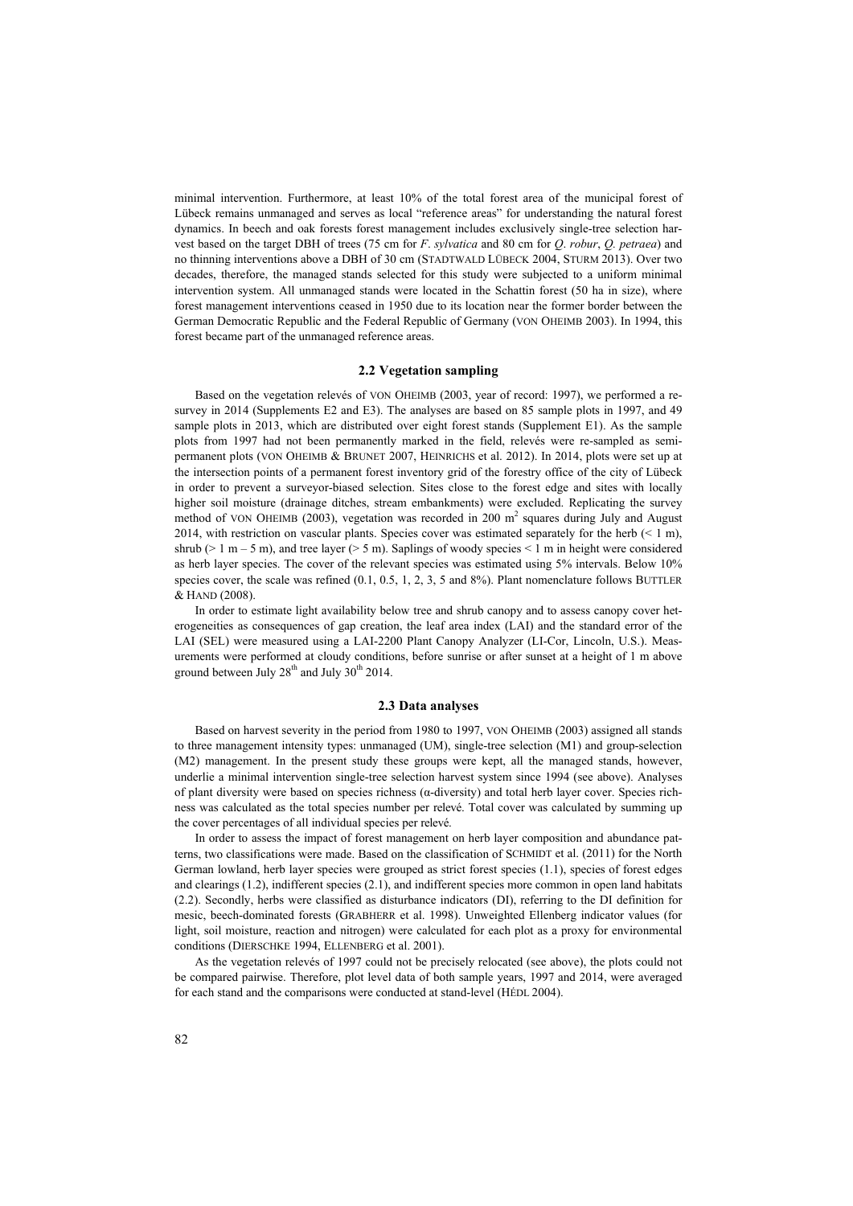minimal intervention. Furthermore, at least 10% of the total forest area of the municipal forest of Lübeck remains unmanaged and serves as local "reference areas" for understanding the natural forest dynamics. In beech and oak forests forest management includes exclusively single-tree selection harvest based on the target DBH of trees (75 cm for *F. sylvatica* and 80 cm for *Q. robur*, *Q. petraea*) and no thinning interventions above a DBH of 30 cm (STADTWALD LÜBECK 2004, STURM 2013). Over two decades, therefore, the managed stands selected for this study were subjected to a uniform minimal intervention system. All unmanaged stands were located in the Schattin forest (50 ha in size), where forest management interventions ceased in 1950 due to its location near the former border between the German Democratic Republic and the Federal Republic of Germany (VON OHEIMB 2003). In 1994, this forest became part of the unmanaged reference areas.

### 2.2 Vegetation sampling

Based on the vegetation relevés of VON OHEIMB (2003, year of record: 1997), we performed a re-survey in 2014 (Supplements E2 and E3). The analyses are based on 85 sample plots in 1997, and 49 sample plots in 2013, which are distributed over eight forest stands (Supplement E1). As the sample plots from 1997 had not been permanently marked in the field, relevés were re-sampled as semi-permanent plots (VON OHEIMB & BRUNET 2007, HEINRICHS et al. 2012). In 2014, plots were set up at the intersection points of a permanent forest inventory grid of the forestry office of the city of Lübeck in order to prevent a surveyor-biased selection. Sites close to the forest edge and sites with locally higher soil moisture (drainage ditches, stream embankments) were excluded. Replicating the survey method of VON OHEIMB (2003), vegetation was recorded in 200 m$^2$ squares during July and August 2014, with restriction on vascular plants. Species cover was estimated separately for the herb (< 1 m), shrub (> 1 m – 5 m), and tree layer (> 5 m). Saplings of woody species < 1 m in height were considered as herb layer species. The cover of the relevant species was estimated using 5% intervals. Below 10% species cover, the scale was refined (0.1, 0.5, 1, 2, 3, 5 and 8%). Plant nomenclature follows BUTTLER & HAND (2008).

In order to estimate light availability below tree and shrub canopy and to assess canopy cover heterogeneities as consequences of gap creation, the leaf area index (LAI) and the standard error of the LAI (SEL) were measured using a LAI-2200 Plant Canopy Analyzer (LI-Cor, Lincoln, U.S.). Measurements were performed at cloudy conditions, before sunrise or after sunset at a height of 1 m above ground between July 28$^{th}$ and July 30$^{th}$ 2014.

### 2.3 Data analyses

Based on harvest severity in the period from 1980 to 1997, VON OHEIMB (2003) assigned all stands to three management intensity types: unmanaged (UM), single-tree selection (M1) and group-selection (M2) management. In the present study these groups were kept, all the managed stands, however, underlie a minimal intervention single-tree selection harvest system since 1994 (see above). Analyses of plant diversity were based on species richness (α-diversity) and total herb layer cover. Species richness was calculated as the total species number per relevé. Total cover was calculated by summing up the cover percentages of all individual species per relevé.

In order to assess the impact of forest management on herb layer composition and abundance patterns, two classifications were made. Based on the classification of SCHMIDT et al. (2011) for the North German lowland, herb layer species were grouped as strict forest species (1.1), species of forest edges and clearings (1.2), indifferent species (2.1), and indifferent species more common in open land habitats (2.2). Secondly, herbs were classified as disturbance indicators (DI), referring to the DI definition for mesic, beech-dominated forests (GRABHERR et al. 1998). Unweighted Ellenberg indicator values (for light, soil moisture, reaction and nitrogen) were calculated for each plot as a proxy for environmental conditions (DIERSCHKE 1994, ELLENBERG et al. 2001).

As the vegetation relevés of 1997 could not be precisely relocated (see above), the plots could not be compared pairwise. Therefore, plot level data of both sample years, 1997 and 2014, were averaged for each stand and the comparisons were conducted at stand-level (HÉDL 2004).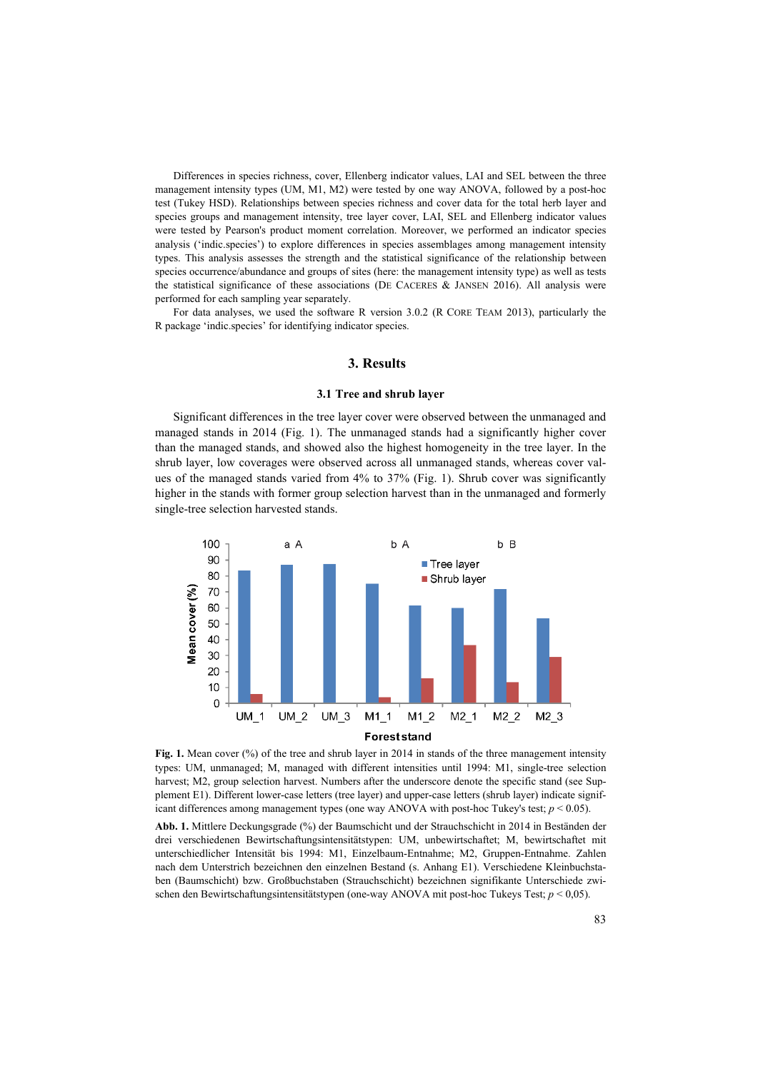Differences in species richness, cover, Ellenberg indicator values, LAI and SEL between the three management intensity types (UM, M1, M2) were tested by one way ANOVA, followed by a post-hoc test (Tukey HSD). Relationships between species richness and cover data for the total herb layer and species groups and management intensity, tree layer cover, LAI, SEL and Ellenberg indicator values were tested by Pearson's product moment correlation. Moreover, we performed an indicator species analysis ('indic.species') to explore differences in species assemblages among management intensity types. This analysis assesses the strength and the statistical significance of the relationship between species occurrence/abundance and groups of sites (here: the management intensity type) as well as tests the statistical significance of these associations (De Caceres & Jansen 2016). All analysis were performed for each sampling year separately.

For data analyses, we used the software R version 3.0.2 (R Core Team 2013), particularly the R package 'indic.species' for identifying indicator species.

## 3. Results

### 3.1 Tree and shrub layer

Significant differences in the tree layer cover were observed between the unmanaged and managed stands in 2014 (Fig. 1). The unmanaged stands had a significantly higher cover than the managed stands, and showed also the highest homogeneity in the tree layer. In the shrub layer, low coverages were observed across all unmanaged stands, whereas cover values of the managed stands varied from 4% to 37% (Fig. 1). Shrub cover was significantly higher in the stands with former group selection harvest than in the unmanaged and formerly single-tree selection harvested stands.

**Fig. 1.** Mean cover (%) of the tree and shrub layer in 2014 in stands of the three management intensity types: UM, unmanaged; M, managed with different intensities until 1994: M1, single-tree selection harvest; M2, group selection harvest. Numbers after the underscore denote the specific stand (see Supplement E1). Different lower-case letters (tree layer) and upper-case letters (shrub layer) indicate significant differences among management types (one way ANOVA with post-hoc Tukey's test; $p < 0.05$).

**Abb. 1.** Mittlere Deckungsgrade (%) der Baumschicht und der Strauchschicht in 2014 in Beständen der drei verschiedenen Bewirtschaftungsintensitätstypen: UM, unbewirtschaftet; M, bewirtschaftet mit unterschiedlicher Intensität bis 1994: M1, Einzelbaum-Entnahme; M2, Gruppen-Entnahme. Zahlen nach dem Unterstrich bezeichnen den einzelnen Bestand (s. Anhang E1). Verschiedene Kleinbuchstaben (Baumschicht) bzw. Großbuchstaben (Strauchschicht) bezeichnen signifikante Unterschiede zwischen den Bewirtschaftungsintensitätstypen (one-way ANOVA mit post-hoc Tukeys Test; $p < 0{,}05$).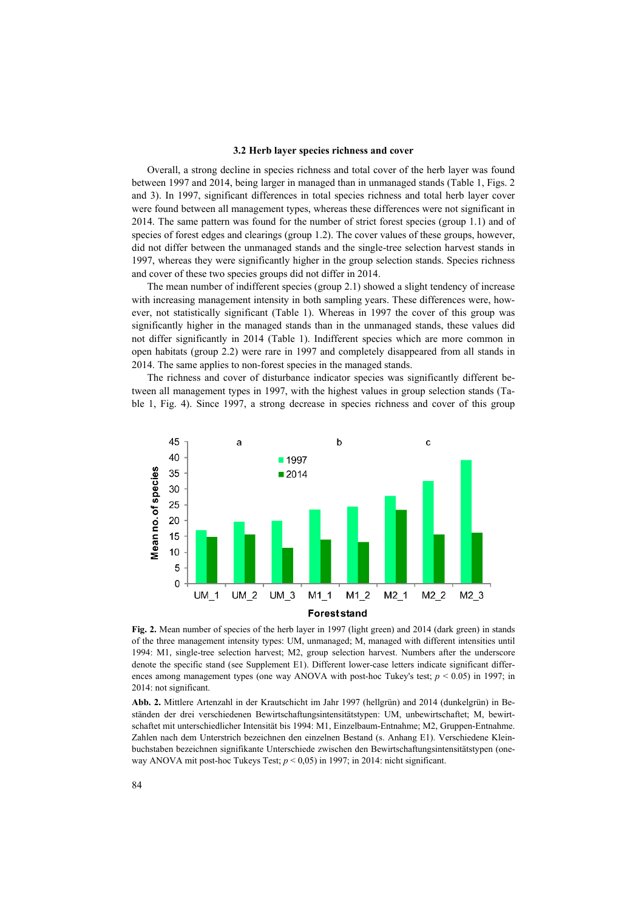### 3.2 Herb layer species richness and cover

Overall, a strong decline in species richness and total cover of the herb layer was found between 1997 and 2014, being larger in managed than in unmanaged stands (Table 1, Figs. 2 and 3). In 1997, significant differences in total species richness and total herb layer cover were found between all management types, whereas these differences were not significant in 2014. The same pattern was found for the number of strict forest species (group 1.1) and of species of forest edges and clearings (group 1.2). The cover values of these groups, however, did not differ between the unmanaged stands and the single-tree selection harvest stands in 1997, whereas they were significantly higher in the group selection stands. Species richness and cover of these two species groups did not differ in 2014.

The mean number of indifferent species (group 2.1) showed a slight tendency of increase with increasing management intensity in both sampling years. These differences were, however, not statistically significant (Table 1). Whereas in 1997 the cover of this group was significantly higher in the managed stands than in the unmanaged stands, these values did not differ significantly in 2014 (Table 1). Indifferent species which are more common in open habitats (group 2.2) were rare in 1997 and completely disappeared from all stands in 2014. The same applies to non-forest species in the managed stands.

The richness and cover of disturbance indicator species was significantly different between all management types in 1997, with the highest values in group selection stands (Table 1, Fig. 4). Since 1997, a strong decrease in species richness and cover of this group

**Fig. 2.** Mean number of species of the herb layer in 1997 (light green) and 2014 (dark green) in stands of the three management intensity types: UM, unmanaged; M, managed with different intensities until 1994: M1, single-tree selection harvest; M2, group selection harvest. Numbers after the underscore denote the specific stand (see Supplement E1). Different lower-case letters indicate significant differences among management types (one way ANOVA with post-hoc Tukey's test; $p < 0.05$) in 1997; in 2014: not significant.

**Abb. 2.** Mittlere Artenzahl in der Krautschicht im Jahr 1997 (hellgrün) and 2014 (dunkelgrün) in Beständen der drei verschiedenen Bewirtschaftungsintensitätstypen: UM, unbewirtschaftet; M, bewirtschaftet mit unterschiedlicher Intensität bis 1994: M1, Einzelbaum-Entnahme; M2, Gruppen-Entnahme. Zahlen nach dem Unterstrich bezeichnen den einzelnen Bestand (s. Anhang E1). Verschiedene Kleinbuchstaben bezeichnen signifikante Unterschiede zwischen den Bewirtschaftungsintensitätstypen (one-way ANOVA mit post-hoc Tukeys Test; $p < 0,05$) in 1997; in 2014: nicht significant.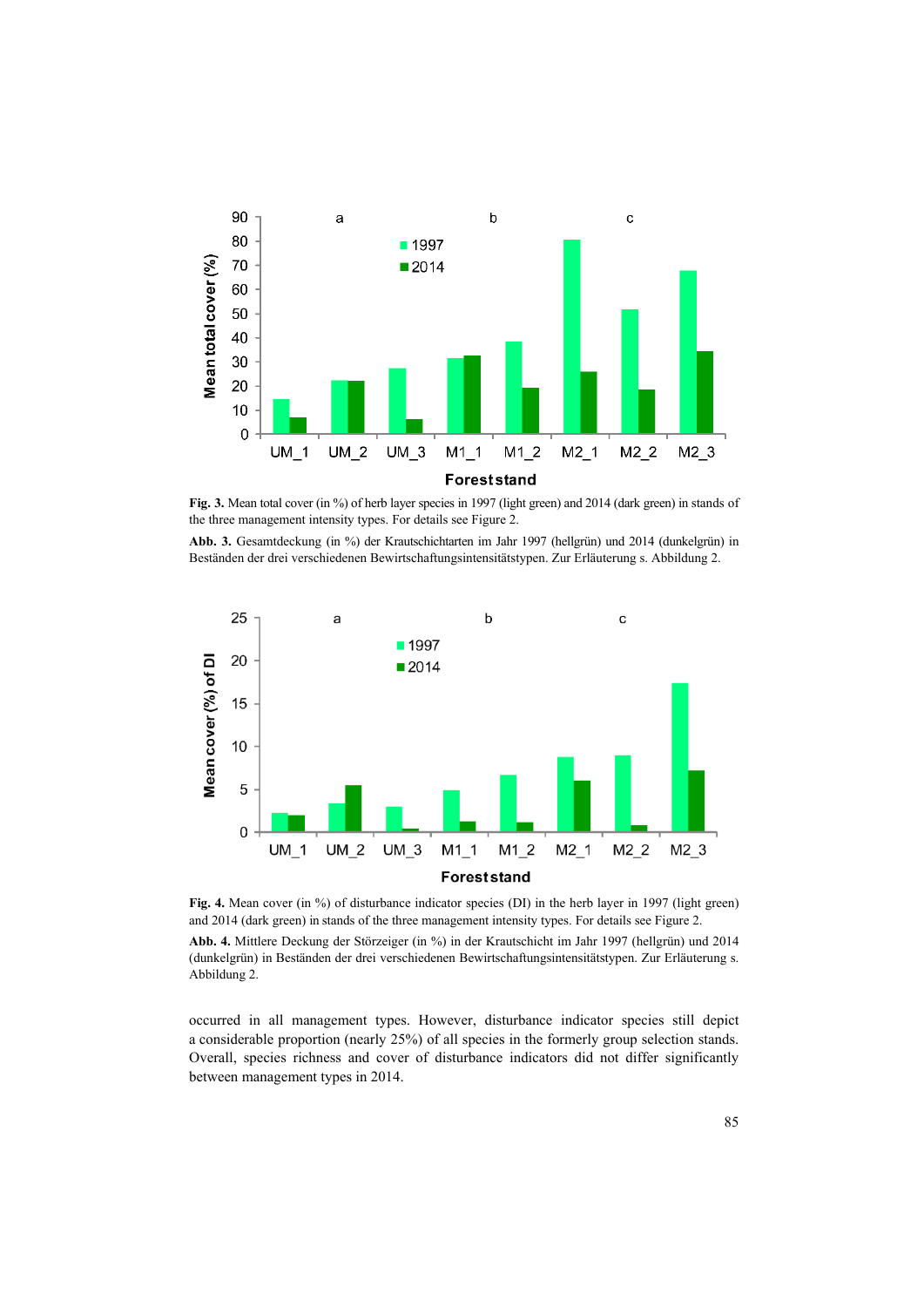**Fig. 3.** Mean total cover (in %) of herb layer species in 1997 (light green) and 2014 (dark green) in stands of the three management intensity types. For details see Figure 2.

**Abb. 3.** Gesamtdeckung (in %) der Krautschichtarten im Jahr 1997 (hellgrün) und 2014 (dunkelgrün) in Beständen der drei verschiedenen Bewirtschaftungsintensitätstypen. Zur Erläuterung s. Abbildung 2.

**Fig. 4.** Mean cover (in %) of disturbance indicator species (DI) in the herb layer in 1997 (light green) and 2014 (dark green) in stands of the three management intensity types. For details see Figure 2.

**Abb. 4.** Mittlere Deckung der Störzeiger (in %) in der Krautschicht im Jahr 1997 (hellgrün) und 2014 (dunkelgrün) in Beständen der drei verschiedenen Bewirtschaftungsintensitätstypen. Zur Erläuterung s. Abbildung 2.

occurred in all management types. However, disturbance indicator species still depict a considerable proportion (nearly 25%) of all species in the formerly group selection stands. Overall, species richness and cover of disturbance indicators did not differ significantly between management types in 2014.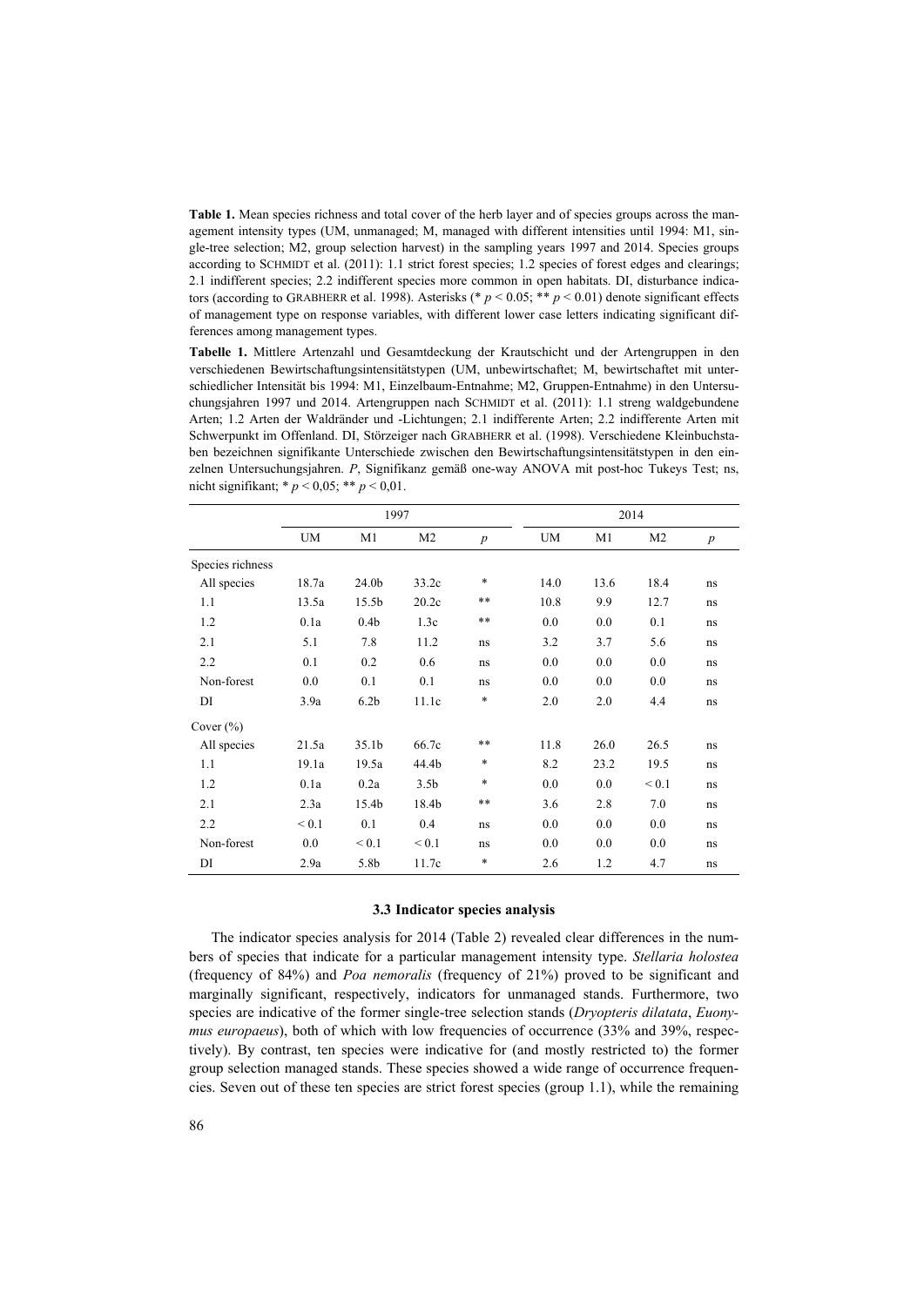**Table 1.** Mean species richness and total cover of the herb layer and of species groups across the management intensity types (UM, unmanaged; M, managed with different intensities until 1994: M1, single-tree selection; M2, group selection harvest) in the sampling years 1997 and 2014. Species groups according to SCHMIDT et al. (2011): 1.1 strict forest species; 1.2 species of forest edges and clearings; 2.1 indifferent species; 2.2 indifferent species more common in open habitats. DI, disturbance indicators (according to GRABHERR et al. 1998). Asterisks (* $p < 0.05$; ** $p < 0.01$) denote significant effects of management type on response variables, with different lower case letters indicating significant differences among management types.

**Tabelle 1.** Mittlere Artenzahl und Gesamtdeckung der Krautschicht und der Artengruppen in den verschiedenen Bewirtschaftungsintensitätstypen (UM, unbewirtschaftet; M, bewirtschaftet mit unterschiedlicher Intensität bis 1994: M1, Einzelbaum-Entnahme; M2, Gruppen-Entnahme) in den Untersuchungsjahren 1997 und 2014. Artengruppen nach SCHMIDT et al. (2011): 1.1 streng waldgebundene Arten; 1.2 Arten der Waldränder und -Lichtungen; 2.1 indifferente Arten; 2.2 indifferente Arten mit Schwerpunkt im Offenland. DI, Störzeiger nach GRABHERR et al. (1998). Verschiedene Kleinbuchstaben bezeichnen signifikante Unterschiede zwischen den Bewirtschaftungsintensitätstypen in den einzelnen Untersuchungsjahren. *P*, Signifikanz gemäß one-way ANOVA mit post-hoc Tukeys Test; ns, nicht signifikant; * $p < 0{,}05$; ** $p < 0{,}01$.

| | 1997 | | | | 2014 | | | |
|---|---|---|---|---|---|---|---|---|
| | UM | M1 | M2 | *p* | UM | M1 | M2 | *p* |
| Species richness | | | | | | | | |
| All species | 18.7a | 24.0b | 33.2c | * | 14.0 | 13.6 | 18.4 | ns |
| 1.1 | 13.5a | 15.5b | 20.2c | ** | 10.8 | 9.9 | 12.7 | ns |
| 1.2 | 0.1a | 0.4b | 1.3c | ** | 0.0 | 0.0 | 0.1 | ns |
| 2.1 | 5.1 | 7.8 | 11.2 | ns | 3.2 | 3.7 | 5.6 | ns |
| 2.2 | 0.1 | 0.2 | 0.6 | ns | 0.0 | 0.0 | 0.0 | ns |
| Non-forest | 0.0 | 0.1 | 0.1 | ns | 0.0 | 0.0 | 0.0 | ns |
| DI | 3.9a | 6.2b | 11.1c | * | 2.0 | 2.0 | 4.4 | ns |
| Cover (%) | | | | | | | | |
| All species | 21.5a | 35.1b | 66.7c | ** | 11.8 | 26.0 | 26.5 | ns |
| 1.1 | 19.1a | 19.5a | 44.4b | * | 8.2 | 23.2 | 19.5 | ns |
| 1.2 | 0.1a | 0.2a | 3.5b | * | 0.0 | 0.0 | < 0.1 | ns |
| 2.1 | 2.3a | 15.4b | 18.4b | ** | 3.6 | 2.8 | 7.0 | ns |
| 2.2 | < 0.1 | 0.1 | 0.4 | ns | 0.0 | 0.0 | 0.0 | ns |
| Non-forest | 0.0 | < 0.1 | < 0.1 | ns | 0.0 | 0.0 | 0.0 | ns |
| DI | 2.9a | 5.8b | 11.7c | * | 2.6 | 1.2 | 4.7 | ns |

### 3.3 Indicator species analysis

The indicator species analysis for 2014 (Table 2) revealed clear differences in the numbers of species that indicate for a particular management intensity type. *Stellaria holostea* (frequency of 84%) and *Poa nemoralis* (frequency of 21%) proved to be significant and marginally significant, respectively, indicators for unmanaged stands. Furthermore, two species are indicative of the former single-tree selection stands (*Dryopteris dilatata*, *Euonymus europaeus*), both of which with low frequencies of occurrence (33% and 39%, respectively). By contrast, ten species were indicative for (and mostly restricted to) the former group selection managed stands. These species showed a wide range of occurrence frequencies. Seven out of these ten species are strict forest species (group 1.1), while the remaining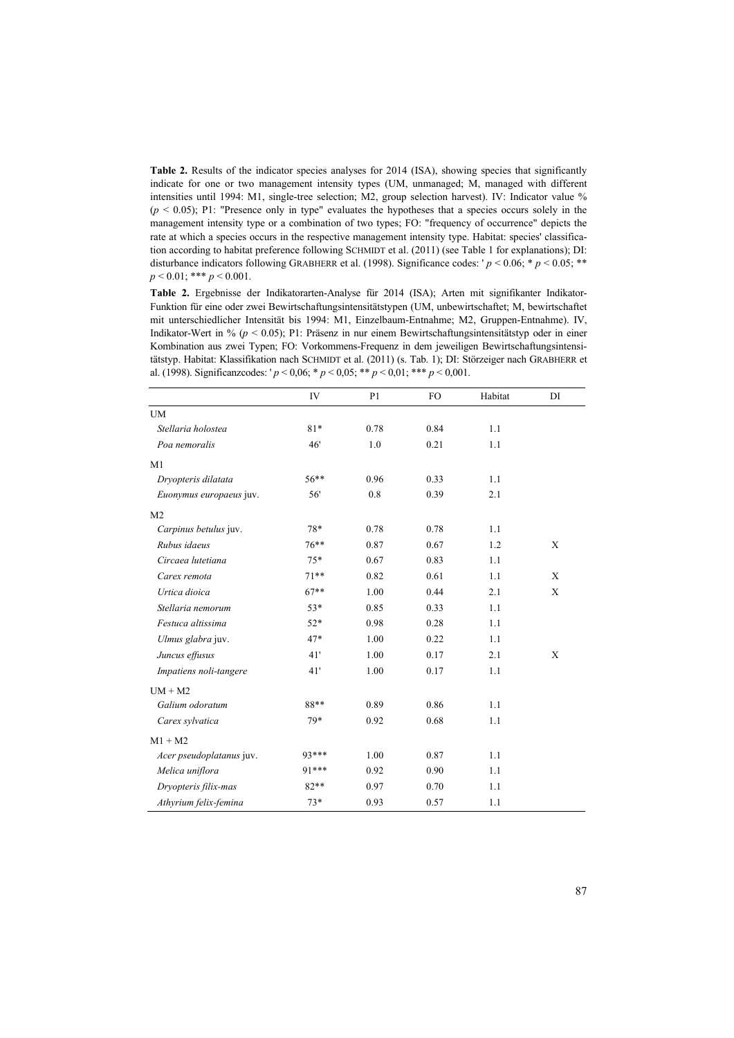**Table 2.** Results of the indicator species analyses for 2014 (ISA), showing species that significantly indicate for one or two management intensity types (UM, unmanaged; M, managed with different intensities until 1994: M1, single-tree selection; M2, group selection harvest). IV: Indicator value % ($p < 0.05$); P1: "Presence only in type" evaluates the hypotheses that a species occurs solely in the management intensity type or a combination of two types; FO: "frequency of occurrence" depicts the rate at which a species occurs in the respective management intensity type. Habitat: species' classification according to habitat preference following SCHMIDT et al. (2011) (see Table 1 for explanations); DI: disturbance indicators following GRABHERR et al. (1998). Significance codes: ' $p < 0.06$; * $p < 0.05$; ** $p < 0.01$; *** $p < 0.001$.

**Table 2.** Ergebnisse der Indikatorarten-Analyse für 2014 (ISA); Arten mit signifikanter Indikator-Funktion für eine oder zwei Bewirtschaftungsintensitätstypen (UM, unbewirtschaftet; M, bewirtschaftet mit unterschiedlicher Intensität bis 1994: M1, Einzelbaum-Entnahme; M2, Gruppen-Entnahme). IV, Indikator-Wert in % ($p < 0.05$); P1: Präsenz in nur einem Bewirtschaftungsintensitätstyp oder in einer Kombination aus zwei Typen; FO: Vorkommens-Frequenz in dem jeweiligen Bewirtschaftungsintensitätstyp. Habitat: Klassifikation nach SCHMIDT et al. (2011) (s. Tab. 1); DI: Störzeiger nach GRABHERR et al. (1998). Significanzcodes: ' $p < 0{,}06$; * $p < 0{,}05$; ** $p < 0{,}01$; *** $p < 0{,}001$.

| | IV | P1 | FO | Habitat | DI |
|---|---|---|---|---|---|
| UM | | | | | |
| *Stellaria holostea* | 81* | 0.78 | 0.84 | 1.1 | |
| *Poa nemoralis* | 46' | 1.0 | 0.21 | 1.1 | |
| M1 | | | | | |
| *Dryopteris dilatata* | 56** | 0.96 | 0.33 | 1.1 | |
| *Euonymus europaeus* juv. | 56' | 0.8 | 0.39 | 2.1 | |
| M2 | | | | | |
| *Carpinus betulus* juv. | 78* | 0.78 | 0.78 | 1.1 | |
| *Rubus idaeus* | 76** | 0.87 | 0.67 | 1.2 | X |
| *Circaea lutetiana* | 75* | 0.67 | 0.83 | 1.1 | |
| *Carex remota* | 71** | 0.82 | 0.61 | 1.1 | X |
| *Urtica dioica* | 67** | 1.00 | 0.44 | 2.1 | X |
| *Stellaria nemorum* | 53* | 0.85 | 0.33 | 1.1 | |
| *Festuca altissima* | 52* | 0.98 | 0.28 | 1.1 | |
| *Ulmus glabra* juv. | 47* | 1.00 | 0.22 | 1.1 | |
| *Juncus effusus* | 41' | 1.00 | 0.17 | 2.1 | X |
| *Impatiens noli-tangere* | 41' | 1.00 | 0.17 | 1.1 | |
| UM + M2 | | | | | |
| *Galium odoratum* | 88** | 0.89 | 0.86 | 1.1 | |
| *Carex sylvatica* | 79* | 0.92 | 0.68 | 1.1 | |
| M1 + M2 | | | | | |
| *Acer pseudoplatanus* juv. | 93*** | 1.00 | 0.87 | 1.1 | |
| *Melica uniflora* | 91*** | 0.92 | 0.90 | 1.1 | |
| *Dryopteris filix-mas* | 82** | 0.97 | 0.70 | 1.1 | |
| *Athyrium felix-femina* | 73* | 0.93 | 0.57 | 1.1 | |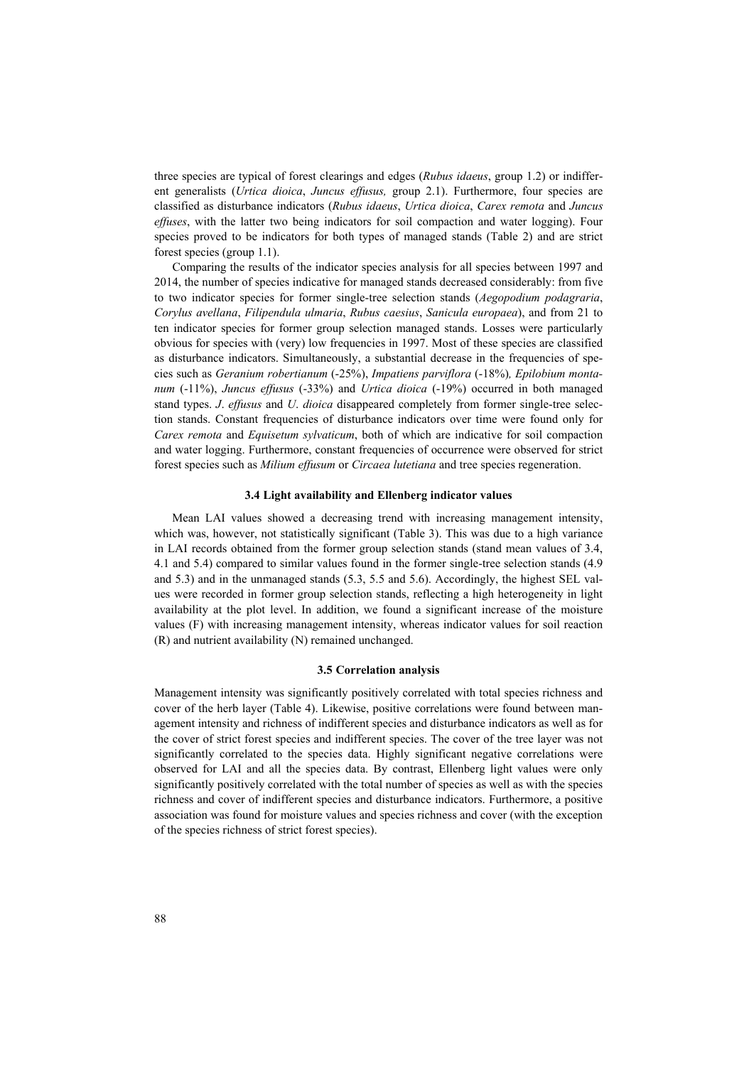three species are typical of forest clearings and edges (*Rubus idaeus*, group 1.2) or indifferent generalists (*Urtica dioica*, *Juncus effusus,* group 2.1). Furthermore, four species are classified as disturbance indicators (*Rubus idaeus*, *Urtica dioica*, *Carex remota* and *Juncus effuses*, with the latter two being indicators for soil compaction and water logging). Four species proved to be indicators for both types of managed stands (Table 2) and are strict forest species (group 1.1).

Comparing the results of the indicator species analysis for all species between 1997 and 2014, the number of species indicative for managed stands decreased considerably: from five to two indicator species for former single-tree selection stands (*Aegopodium podagraria*, *Corylus avellana*, *Filipendula ulmaria*, *Rubus caesius*, *Sanicula europaea*), and from 21 to ten indicator species for former group selection managed stands. Losses were particularly obvious for species with (very) low frequencies in 1997. Most of these species are classified as disturbance indicators. Simultaneously, a substantial decrease in the frequencies of species such as *Geranium robertianum* (-25%), *Impatiens parviflora* (-18%)*, Epilobium montanum* (-11%), *Juncus effusus* (-33%) and *Urtica dioica* (-19%) occurred in both managed stand types. *J*. *effusus* and *U*. *dioica* disappeared completely from former single-tree selection stands. Constant frequencies of disturbance indicators over time were found only for *Carex remota* and *Equisetum sylvaticum*, both of which are indicative for soil compaction and water logging. Furthermore, constant frequencies of occurrence were observed for strict forest species such as *Milium effusum* or *Circaea lutetiana* and tree species regeneration.

### 3.4 Light availability and Ellenberg indicator values

Mean LAI values showed a decreasing trend with increasing management intensity, which was, however, not statistically significant (Table 3). This was due to a high variance in LAI records obtained from the former group selection stands (stand mean values of 3.4, 4.1 and 5.4) compared to similar values found in the former single-tree selection stands (4.9 and 5.3) and in the unmanaged stands (5.3, 5.5 and 5.6). Accordingly, the highest SEL values were recorded in former group selection stands, reflecting a high heterogeneity in light availability at the plot level. In addition, we found a significant increase of the moisture values (F) with increasing management intensity, whereas indicator values for soil reaction (R) and nutrient availability (N) remained unchanged.

### 3.5 Correlation analysis

Management intensity was significantly positively correlated with total species richness and cover of the herb layer (Table 4). Likewise, positive correlations were found between management intensity and richness of indifferent species and disturbance indicators as well as for the cover of strict forest species and indifferent species. The cover of the tree layer was not significantly correlated to the species data. Highly significant negative correlations were observed for LAI and all the species data. By contrast, Ellenberg light values were only significantly positively correlated with the total number of species as well as with the species richness and cover of indifferent species and disturbance indicators. Furthermore, a positive association was found for moisture values and species richness and cover (with the exception of the species richness of strict forest species).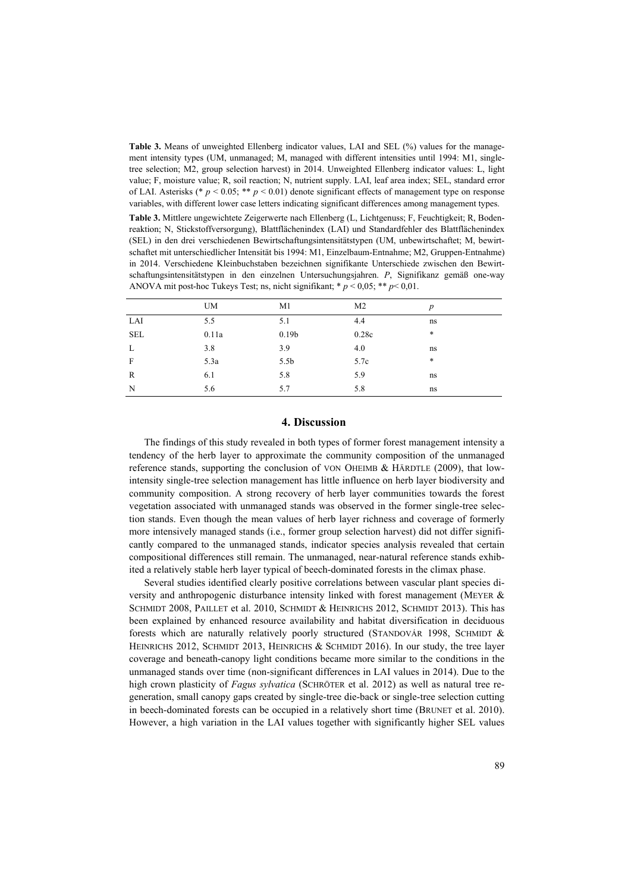**Table 3.** Means of unweighted Ellenberg indicator values, LAI and SEL (%) values for the management intensity types (UM, unmanaged; M, managed with different intensities until 1994: M1, single-tree selection; M2, group selection harvest) in 2014. Unweighted Ellenberg indicator values: L, light value; F, moisture value; R, soil reaction; N, nutrient supply. LAI, leaf area index; SEL, standard error of LAI. Asterisks (* $p < 0.05$; ** $p < 0.01$) denote significant effects of management type on response variables, with different lower case letters indicating significant differences among management types.

**Table 3.** Mittlere ungewichtete Zeigerwerte nach Ellenberg (L, Lichtgenuss; F, Feuchtigkeit; R, Bodenreaktion; N, Stickstoffversorgung), Blattflächenindex (LAI) und Standardfehler des Blattflächenindex (SEL) in den drei verschiedenen Bewirtschaftungsintensitätstypen (UM, unbewirtschaftet; M, bewirtschaftet mit unterschiedlicher Intensität bis 1994: M1, Einzelbaum-Entnahme; M2, Gruppen-Entnahme) in 2014. Verschiedene Kleinbuchstaben bezeichnen signifikante Unterschiede zwischen den Bewirtschaftungsintensitätstypen in den einzelnen Untersuchungsjahren. *P*, Signifikanz gemäß one-way ANOVA mit post-hoc Tukeys Test; ns, nicht signifikant; * $p < 0{,}05$; ** $p < 0{,}01$.

| | UM | M1 | M2 | *p* |
|---|---|---|---|---|
| LAI | 5.5 | 5.1 | 4.4 | ns |
| SEL | 0.11a | 0.19b | 0.28c | * |
| L | 3.8 | 3.9 | 4.0 | ns |
| F | 5.3a | 5.5b | 5.7c | * |
| R | 6.1 | 5.8 | 5.9 | ns |
| N | 5.6 | 5.7 | 5.8 | ns |

## 4. Discussion

The findings of this study revealed in both types of former forest management intensity a tendency of the herb layer to approximate the community composition of the unmanaged reference stands, supporting the conclusion of VON OHEIMB & HÄRDTLE (2009), that low-intensity single-tree selection management has little influence on herb layer biodiversity and community composition. A strong recovery of herb layer communities towards the forest vegetation associated with unmanaged stands was observed in the former single-tree selection stands. Even though the mean values of herb layer richness and coverage of formerly more intensively managed stands (i.e., former group selection harvest) did not differ significantly compared to the unmanaged stands, indicator species analysis revealed that certain compositional differences still remain. The unmanaged, near-natural reference stands exhibited a relatively stable herb layer typical of beech-dominated forests in the climax phase.

Several studies identified clearly positive correlations between vascular plant species diversity and anthropogenic disturbance intensity linked with forest management (MEYER & SCHMIDT 2008, PAILLET et al. 2010, SCHMIDT & HEINRICHS 2012, SCHMIDT 2013). This has been explained by enhanced resource availability and habitat diversification in deciduous forests which are naturally relatively poorly structured (STANDOVÁR 1998, SCHMIDT & HEINRICHS 2012, SCHMIDT 2013, HEINRICHS & SCHMIDT 2016). In our study, the tree layer coverage and beneath-canopy light conditions became more similar to the conditions in the unmanaged stands over time (non-significant differences in LAI values in 2014). Due to the high crown plasticity of *Fagus sylvatica* (SCHRÖTER et al. 2012) as well as natural tree regeneration, small canopy gaps created by single-tree die-back or single-tree selection cutting in beech-dominated forests can be occupied in a relatively short time (BRUNET et al. 2010). However, a high variation in the LAI values together with significantly higher SEL values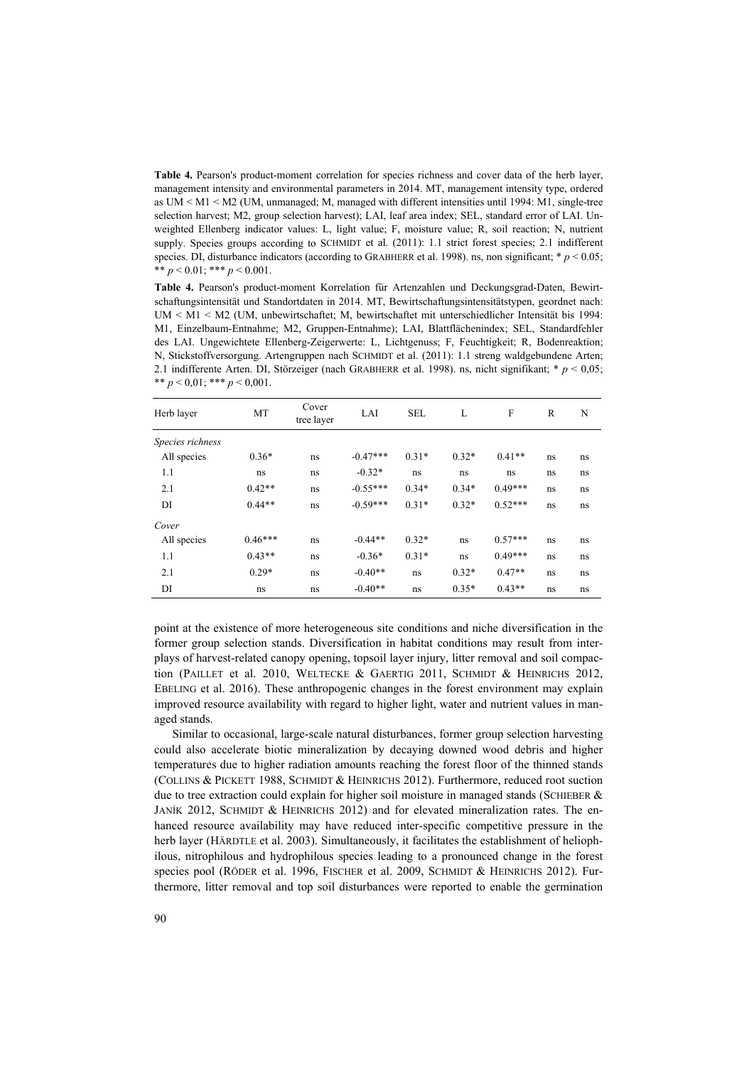**Table 4.** Pearson's product-moment correlation for species richness and cover data of the herb layer, management intensity and environmental parameters in 2014. MT, management intensity type, ordered as UM < M1 < M2 (UM, unmanaged; M, managed with different intensities until 1994: M1, single-tree selection harvest; M2, group selection harvest); LAI, leaf area index; SEL, standard error of LAI. Unweighted Ellenberg indicator values: L, light value; F, moisture value; R, soil reaction; N, nutrient supply. Species groups according to SCHMIDT et al. (2011): 1.1 strict forest species; 2.1 indifferent species. DI, disturbance indicators (according to GRABHERR et al. 1998). ns, non significant; * $p < 0.05$; ** $p < 0.01$; *** $p < 0.001$.

**Table 4.** Pearson's product-moment Korrelation für Artenzahlen und Deckungsgrad-Daten, Bewirtschaftungsintensität und Standortdaten in 2014. MT, Bewirtschaftungsintensitätstypen, geordnet nach: UM < M1 < M2 (UM, unbewirtschaftet; M, bewirtschaftet mit unterschiedlicher Intensität bis 1994: M1, Einzelbaum-Entnahme; M2, Gruppen-Entnahme); LAI, Blattflächenindex; SEL, Standardfehler des LAI. Ungewichtete Ellenberg-Zeigerwerte: L, Lichtgenuss; F, Feuchtigkeit; R, Bodenreaktion; N, Stickstoffversorgung. Artengruppen nach SCHMIDT et al. (2011): 1.1 streng waldgebundene Arten; 2.1 indifferente Arten. DI, Störzeiger (nach GRABHERR et al. 1998). ns, nicht signifikant; * $p < 0{,}05$; ** $p < 0{,}01$; *** $p < 0{,}001$.

| Herb layer | MT | Cover tree layer | LAI | SEL | L | F | R | N |
|---|---|---|---|---|---|---|---|---|
| *Species richness* | | | | | | | | |
| All species | 0.36* | ns | -0.47*** | 0.31* | 0.32* | 0.41** | ns | ns |
| 1.1 | ns | ns | -0.32* | ns | ns | ns | ns | ns |
| 2.1 | 0.42** | ns | -0.55*** | 0.34* | 0.34* | 0.49*** | ns | ns |
| DI | 0.44** | ns | -0.59*** | 0.31* | 0.32* | 0.52*** | ns | ns |
| *Cover* | | | | | | | | |
| All species | 0.46*** | ns | -0.44** | 0.32* | ns | 0.57*** | ns | ns |
| 1.1 | 0.43** | ns | -0.36* | 0.31* | ns | 0.49*** | ns | ns |
| 2.1 | 0.29* | ns | -0.40** | ns | 0.32* | 0.47** | ns | ns |
| DI | ns | ns | -0.40** | ns | 0.35* | 0.43** | ns | ns |

point at the existence of more heterogeneous site conditions and niche diversification in the former group selection stands. Diversification in habitat conditions may result from interplays of harvest-related canopy opening, topsoil layer injury, litter removal and soil compaction (PAILLET et al. 2010, WELTECKE & GAERTIG 2011, SCHMIDT & HEINRICHS 2012, EBELING et al. 2016). These anthropogenic changes in the forest environment may explain improved resource availability with regard to higher light, water and nutrient values in managed stands.

Similar to occasional, large-scale natural disturbances, former group selection harvesting could also accelerate biotic mineralization by decaying downed wood debris and higher temperatures due to higher radiation amounts reaching the forest floor of the thinned stands (COLLINS & PICKETT 1988, SCHMIDT & HEINRICHS 2012). Furthermore, reduced root suction due to tree extraction could explain for higher soil moisture in managed stands (SCHIEBER & JANÍK 2012, SCHMIDT & HEINRICHS 2012) and for elevated mineralization rates. The enhanced resource availability may have reduced inter-specific competitive pressure in the herb layer (HÄRDTLE et al. 2003). Simultaneously, it facilitates the establishment of heliophilous, nitrophilous and hydrophilous species leading to a pronounced change in the forest species pool (RÖDER et al. 1996, FISCHER et al. 2009, SCHMIDT & HEINRICHS 2012). Furthermore, litter removal and top soil disturbances were reported to enable the germination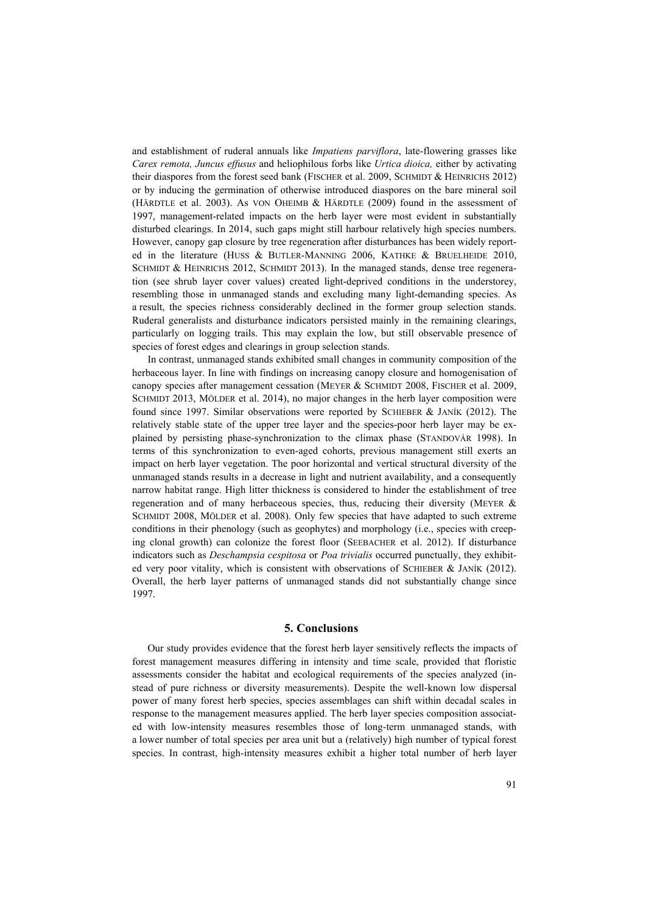and establishment of ruderal annuals like *Impatiens parviflora*, late-flowering grasses like *Carex remota, Juncus effusus* and heliophilous forbs like *Urtica dioica,* either by activating their diaspores from the forest seed bank (FISCHER et al. 2009, SCHMIDT & HEINRICHS 2012) or by inducing the germination of otherwise introduced diaspores on the bare mineral soil (HÄRDTLE et al. 2003). As VON OHEIMB & HÄRDTLE (2009) found in the assessment of 1997, management-related impacts on the herb layer were most evident in substantially disturbed clearings. In 2014, such gaps might still harbour relatively high species numbers. However, canopy gap closure by tree regeneration after disturbances has been widely reported in the literature (HUSS & BUTLER-MANNING 2006, KATHKE & BRUELHEIDE 2010, SCHMIDT & HEINRICHS 2012, SCHMIDT 2013). In the managed stands, dense tree regeneration (see shrub layer cover values) created light-deprived conditions in the understorey, resembling those in unmanaged stands and excluding many light-demanding species. As a result, the species richness considerably declined in the former group selection stands. Ruderal generalists and disturbance indicators persisted mainly in the remaining clearings, particularly on logging trails. This may explain the low, but still observable presence of species of forest edges and clearings in group selection stands.

In contrast, unmanaged stands exhibited small changes in community composition of the herbaceous layer. In line with findings on increasing canopy closure and homogenisation of canopy species after management cessation (MEYER & SCHMIDT 2008, FISCHER et al. 2009, SCHMIDT 2013, MÖLDER et al. 2014), no major changes in the herb layer composition were found since 1997. Similar observations were reported by SCHIEBER & JANÍK (2012). The relatively stable state of the upper tree layer and the species-poor herb layer may be explained by persisting phase-synchronization to the climax phase (STANDOVÁR 1998). In terms of this synchronization to even-aged cohorts, previous management still exerts an impact on herb layer vegetation. The poor horizontal and vertical structural diversity of the unmanaged stands results in a decrease in light and nutrient availability, and a consequently narrow habitat range. High litter thickness is considered to hinder the establishment of tree regeneration and of many herbaceous species, thus, reducing their diversity (MEYER & SCHMIDT 2008, MÖLDER et al. 2008). Only few species that have adapted to such extreme conditions in their phenology (such as geophytes) and morphology (i.e., species with creeping clonal growth) can colonize the forest floor (SEEBACHER et al. 2012). If disturbance indicators such as *Deschampsia cespitosa* or *Poa trivialis* occurred punctually, they exhibited very poor vitality, which is consistent with observations of SCHIEBER & JANÍK (2012). Overall, the herb layer patterns of unmanaged stands did not substantially change since 1997.

## 5. Conclusions

Our study provides evidence that the forest herb layer sensitively reflects the impacts of forest management measures differing in intensity and time scale, provided that floristic assessments consider the habitat and ecological requirements of the species analyzed (instead of pure richness or diversity measurements). Despite the well-known low dispersal power of many forest herb species, species assemblages can shift within decadal scales in response to the management measures applied. The herb layer species composition associated with low-intensity measures resembles those of long-term unmanaged stands, with a lower number of total species per area unit but a (relatively) high number of typical forest species. In contrast, high-intensity measures exhibit a higher total number of herb layer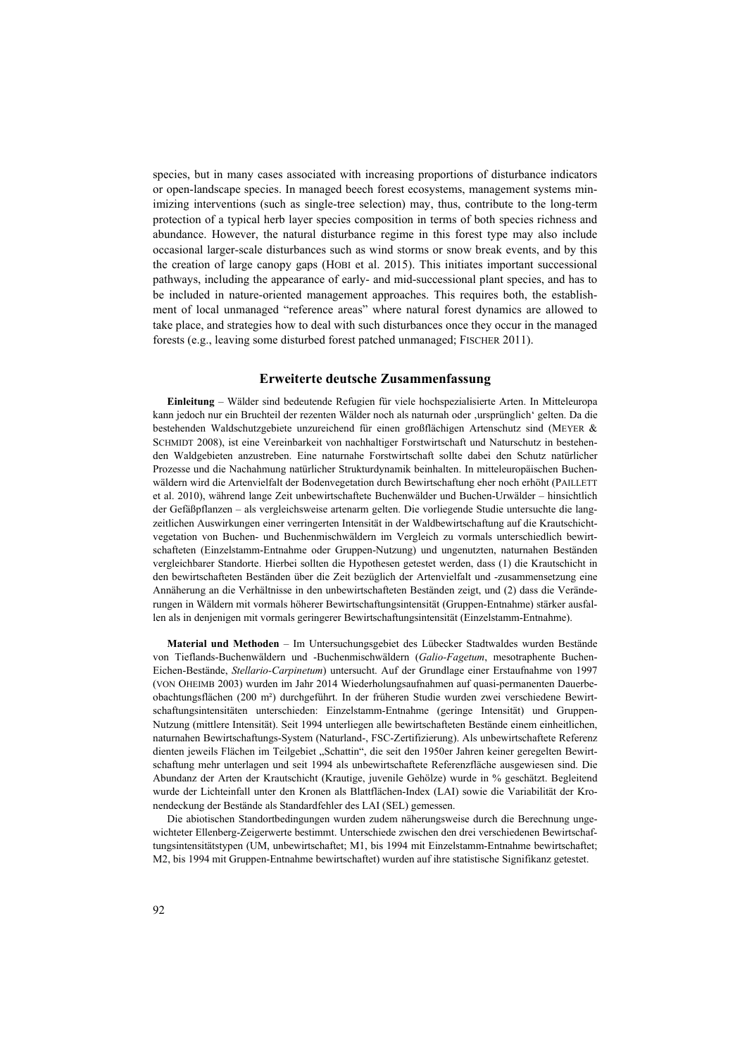species, but in many cases associated with increasing proportions of disturbance indicators or open-landscape species. In managed beech forest ecosystems, management systems minimizing interventions (such as single-tree selection) may, thus, contribute to the long-term protection of a typical herb layer species composition in terms of both species richness and abundance. However, the natural disturbance regime in this forest type may also include occasional larger-scale disturbances such as wind storms or snow break events, and by this the creation of large canopy gaps (HOBI et al. 2015). This initiates important successional pathways, including the appearance of early- and mid-successional plant species, and has to be included in nature-oriented management approaches. This requires both, the establishment of local unmanaged "reference areas" where natural forest dynamics are allowed to take place, and strategies how to deal with such disturbances once they occur in the managed forests (e.g., leaving some disturbed forest patched unmanaged; FISCHER 2011).

## Erweiterte deutsche Zusammenfassung

**Einleitung** – Wälder sind bedeutende Refugien für viele hochspezialisierte Arten. In Mitteleuropa kann jedoch nur ein Bruchteil der rezenten Wälder noch als naturnah oder ‚ursprünglich' gelten. Da die bestehenden Waldschutzgebiete unzureichend für einen großflächigen Artenschutz sind (MEYER & SCHMIDT 2008), ist eine Vereinbarkeit von nachhaltiger Forstwirtschaft und Naturschutz in bestehenden Waldgebieten anzustreben. Eine naturnahe Forstwirtschaft sollte dabei den Schutz natürlicher Prozesse und die Nachahmung natürlicher Strukturdynamik beinhalten. In mitteleuropäischen Buchenwäldern wird die Artenvielfalt der Bodenvegetation durch Bewirtschaftung eher noch erhöht (PAILLETT et al. 2010), während lange Zeit unbewirtschaftete Buchenwälder und Buchen-Urwälder – hinsichtlich der Gefäßpflanzen – als vergleichsweise artenarm gelten. Die vorliegende Studie untersuchte die langzeitlichen Auswirkungen einer verringerten Intensität in der Waldbewirtschaftung auf die Krautschichtvegetation von Buchen- und Buchenmischwäldern im Vergleich zu vormals unterschiedlich bewirtschafteten (Einzelstamm-Entnahme oder Gruppen-Nutzung) und ungenutzten, naturnahen Beständen vergleichbarer Standorte. Hierbei sollten die Hypothesen getestet werden, dass (1) die Krautschicht in den bewirtschafteten Beständen über die Zeit bezüglich der Artenvielfalt und -zusammensetzung eine Annäherung an die Verhältnisse in den unbewirtschafteten Beständen zeigt, und (2) dass die Veränderungen in Wäldern mit vormals höherer Bewirtschaftungsintensität (Gruppen-Entnahme) stärker ausfallen als in denjenigen mit vormals geringerer Bewirtschaftungsintensität (Einzelstamm-Entnahme).

**Material und Methoden** – Im Untersuchungsgebiet des Lübecker Stadtwaldes wurden Bestände von Tieflands-Buchenwäldern und -Buchenmischwäldern (*Galio-Fagetum*, mesotraphente Buchen-Eichen-Bestände, *Stellario-Carpinetum*) untersucht. Auf der Grundlage einer Erstaufnahme von 1997 (VON OHEIMB 2003) wurden im Jahr 2014 Wiederholungsaufnahmen auf quasi-permanenten Dauerbeobachtungsflächen (200 m²) durchgeführt. In der früheren Studie wurden zwei verschiedene Bewirtschaftungsintensitäten unterschieden: Einzelstamm-Entnahme (geringe Intensität) und Gruppen-Nutzung (mittlere Intensität). Seit 1994 unterliegen alle bewirtschafteten Bestände einem einheitlichen, naturnahen Bewirtschaftungs-System (Naturland-, FSC-Zertifizierung). Als unbewirtschaftete Referenz dienten jeweils Flächen im Teilgebiet „Schattin", die seit den 1950er Jahren keiner geregelten Bewirtschaftung mehr unterlagen und seit 1994 als unbewirtschaftete Referenzfläche ausgewiesen sind. Die Abundanz der Arten der Krautschicht (Krautige, juvenile Gehölze) wurde in % geschätzt. Begleitend wurde der Lichteinfall unter den Kronen als Blattflächen-Index (LAI) sowie die Variabilität der Kronendeckung der Bestände als Standardfehler des LAI (SEL) gemessen.

Die abiotischen Standortbedingungen wurden zudem näherungsweise durch die Berechnung ungewichteter Ellenberg-Zeigerwerte bestimmt. Unterschiede zwischen den drei verschiedenen Bewirtschaftungsintensitätstypen (UM, unbewirtschaftet; M1, bis 1994 mit Einzelstamm-Entnahme bewirtschaftet; M2, bis 1994 mit Gruppen-Entnahme bewirtschaftet) wurden auf ihre statistische Signifikanz getestet.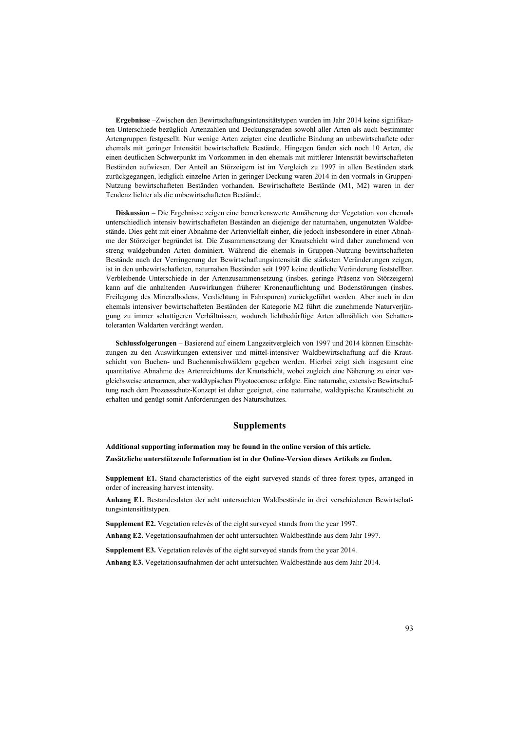**Ergebnisse** –Zwischen den Bewirtschaftungsintensitätstypen wurden im Jahr 2014 keine signifikanten Unterschiede bezüglich Artenzahlen und Deckungsgraden sowohl aller Arten als auch bestimmter Artengruppen festgesellt. Nur wenige Arten zeigten eine deutliche Bindung an unbewirtschaftete oder ehemals mit geringer Intensität bewirtschaftete Bestände. Hingegen fanden sich noch 10 Arten, die einen deutlichen Schwerpunkt im Vorkommen in den ehemals mit mittlerer Intensität bewirtschafteten Beständen aufwiesen. Der Anteil an Störzeigern ist im Vergleich zu 1997 in allen Beständen stark zurückgegangen, lediglich einzelne Arten in geringer Deckung waren 2014 in den vormals in Gruppen-Nutzung bewirtschafteten Beständen vorhanden. Bewirtschaftete Bestände (M1, M2) waren in der Tendenz lichter als die unbewirtschafteten Bestände.

**Diskussion** – Die Ergebnisse zeigen eine bemerkenswerte Annäherung der Vegetation von ehemals unterschiedlich intensiv bewirtschafteten Beständen an diejenige der naturnahen, ungenutzten Waldbestände. Dies geht mit einer Abnahme der Artenvielfalt einher, die jedoch insbesondere in einer Abnahme der Störzeiger begründet ist. Die Zusammensetzung der Krautschicht wird daher zunehmend von streng waldgebunden Arten dominiert. Während die ehemals in Gruppen-Nutzung bewirtschafteten Bestände nach der Verringerung der Bewirtschaftungsintensität die stärksten Veränderungen zeigen, ist in den unbewirtschafteten, naturnahen Beständen seit 1997 keine deutliche Veränderung feststellbar. Verbleibende Unterschiede in der Artenzusammensetzung (insbes. geringe Präsenz von Störzeigern) kann auf die anhaltenden Auswirkungen früherer Kronenauflichtung und Bodenstörungen (insbes. Freilegung des Mineralbodens, Verdichtung in Fahrspuren) zurückgeführt werden. Aber auch in den ehemals intensiver bewirtschafteten Beständen der Kategorie M2 führt die zunehmende Naturverjüngung zu immer schattigeren Verhältnissen, wodurch lichtbedürftige Arten allmählich von Schattentoleranten Waldarten verdrängt werden.

**Schlussfolgerungen** – Basierend auf einem Langzeitvergleich von 1997 und 2014 können Einschätzungen zu den Auswirkungen extensiver und mittel-intensiver Waldbewirtschaftung auf die Krautschicht von Buchen- und Buchenmischwäldern gegeben werden. Hierbei zeigt sich insgesamt eine quantitative Abnahme des Artenreichtums der Krautschicht, wobei zugleich eine Näherung zu einer vergleichsweise artenarmen, aber waldtypischen Phyotocoenose erfolgte. Eine naturnahe, extensive Bewirtschaftung nach dem Prozessschutz-Konzept ist daher geeignet, eine naturnahe, waldtypische Krautschicht zu erhalten und genügt somit Anforderungen des Naturschutzes.

## Supplements

**Additional supporting information may be found in the online version of this article.**

**Zusätzliche unterstützende Information ist in der Online-Version dieses Artikels zu finden.**

**Supplement E1.** Stand characteristics of the eight surveyed stands of three forest types, arranged in order of increasing harvest intensity.

**Anhang E1.** Bestandesdaten der acht untersuchten Waldbestände in drei verschiedenen Bewirtschaftungsintensitätstypen.

**Supplement E2.** Vegetation relevés of the eight surveyed stands from the year 1997.

**Anhang E2.** Vegetationsaufnahmen der acht untersuchten Waldbestände aus dem Jahr 1997.

**Supplement E3.** Vegetation relevés of the eight surveyed stands from the year 2014.

**Anhang E3.** Vegetationsaufnahmen der acht untersuchten Waldbestände aus dem Jahr 2014.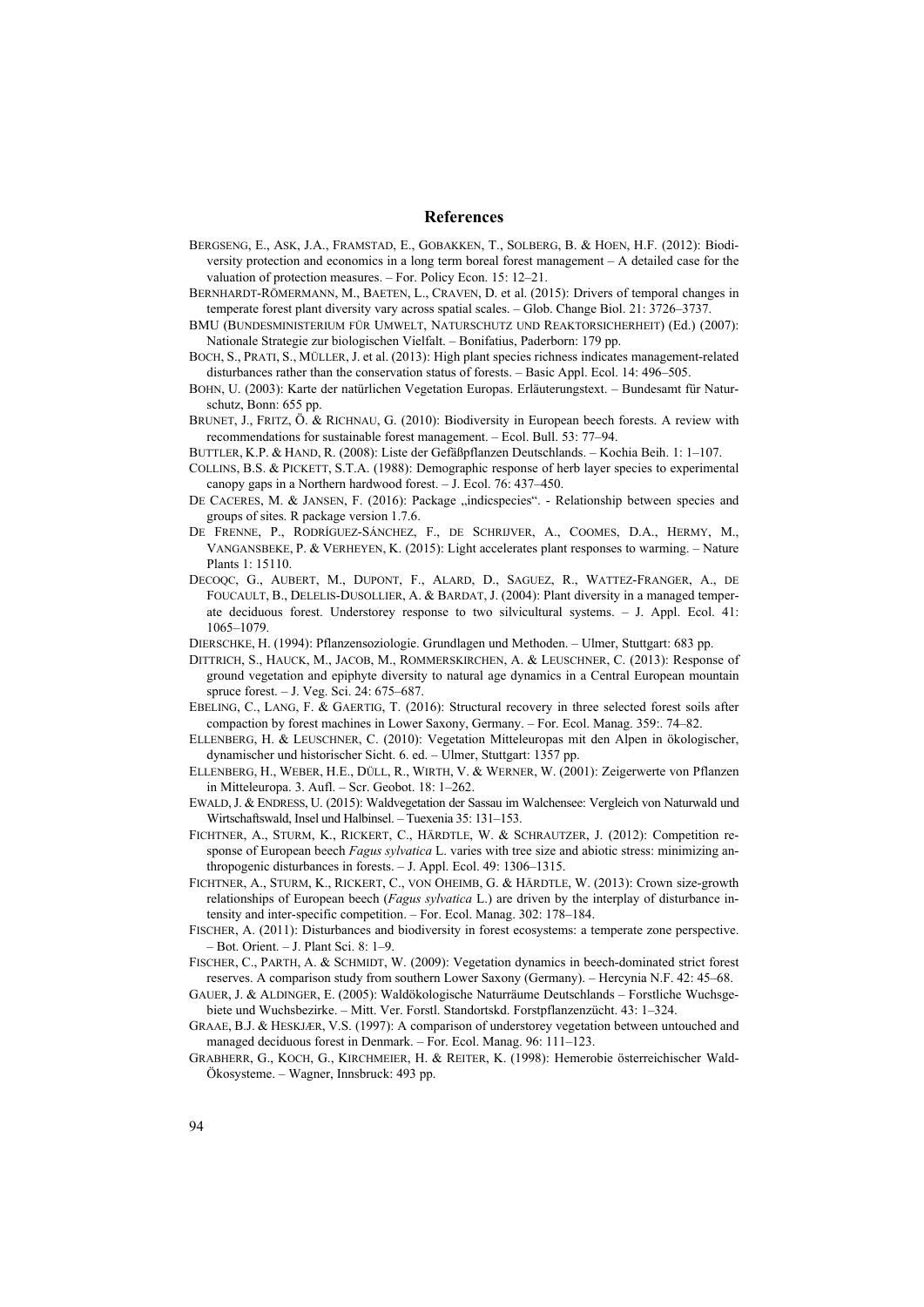## References

BERGSENG, E., ASK, J.A., FRAMSTAD, E., GOBAKKEN, T., SOLBERG, B. & HOEN, H.F. (2012): Biodiversity protection and economics in a long term boreal forest management – A detailed case for the valuation of protection measures. – For. Policy Econ. 15: 12–21.

BERNHARDT-RÖMERMANN, M., BAETEN, L., CRAVEN, D. et al. (2015): Drivers of temporal changes in temperate forest plant diversity vary across spatial scales. – Glob. Change Biol. 21: 3726–3737.

BMU (BUNDESMINISTERIUM FÜR UMWELT, NATURSCHUTZ UND REAKTORSICHERHEIT) (Ed.) (2007): Nationale Strategie zur biologischen Vielfalt. – Bonifatius, Paderborn: 179 pp.

BOCH, S., PRATI, S., MÜLLER, J. et al. (2013): High plant species richness indicates management-related disturbances rather than the conservation status of forests. – Basic Appl. Ecol. 14: 496–505.

BOHN, U. (2003): Karte der natürlichen Vegetation Europas. Erläuterungstext. – Bundesamt für Naturschutz, Bonn: 655 pp.

BRUNET, J., FRITZ, Ö. & RICHNAU, G. (2010): Biodiversity in European beech forests. A review with recommendations for sustainable forest management. – Ecol. Bull. 53: 77–94.

BUTTLER, K.P. & HAND, R. (2008): Liste der Gefäßpflanzen Deutschlands. – Kochia Beih. 1: 1–107.

COLLINS, B.S. & PICKETT, S.T.A. (1988): Demographic response of herb layer species to experimental canopy gaps in a Northern hardwood forest. – J. Ecol. 76: 437–450.

DE CACERES, M. & JANSEN, F. (2016): Package „indicspecies". - Relationship between species and groups of sites. R package version 1.7.6.

DE FRENNE, P., RODRÍGUEZ-SÁNCHEZ, F., DE SCHRIJVER, A., COOMES, D.A., HERMY, M., VANGANSBEKE, P. & VERHEYEN, K. (2015): Light accelerates plant responses to warming. – Nature Plants 1: 15110.

DECOQC, G., AUBERT, M., DUPONT, F., ALARD, D., SAGUEZ, R., WATTEZ-FRANGER, A., DE FOUCAULT, B., DELELIS-DUSOLLIER, A. & BARDAT, J. (2004): Plant diversity in a managed temperate deciduous forest. Understorey response to two silvicultural systems. – J. Appl. Ecol. 41: 1065–1079.

DIERSCHKE, H. (1994): Pflanzensoziologie. Grundlagen und Methoden. – Ulmer, Stuttgart: 683 pp.

DITTRICH, S., HAUCK, M., JACOB, M., ROMMERSKIRCHEN, A. & LEUSCHNER, C. (2013): Response of ground vegetation and epiphyte diversity to natural age dynamics in a Central European mountain spruce forest. – J. Veg. Sci. 24: 675–687.

EBELING, C., LANG, F. & GAERTIG, T. (2016): Structural recovery in three selected forest soils after compaction by forest machines in Lower Saxony, Germany. – For. Ecol. Manag. 359:. 74–82.

ELLENBERG, H. & LEUSCHNER, C. (2010): Vegetation Mitteleuropas mit den Alpen in ökologischer, dynamischer und historischer Sicht. 6. ed. – Ulmer, Stuttgart: 1357 pp.

ELLENBERG, H., WEBER, H.E., DÜLL, R., WIRTH, V. & WERNER, W. (2001): Zeigerwerte von Pflanzen in Mitteleuropa. 3. Aufl. – Scr. Geobot. 18: 1–262.

EWALD, J. & ENDRESS, U. (2015): Waldvegetation der Sassau im Walchensee: Vergleich von Naturwald und Wirtschaftswald, Insel und Halbinsel. – Tuexenia 35: 131–153.

FICHTNER, A., STURM, K., RICKERT, C., HÄRDTLE, W. & SCHRAUTZER, J. (2012): Competition response of European beech *Fagus sylvatica* L. varies with tree size and abiotic stress: minimizing anthropogenic disturbances in forests. – J. Appl. Ecol. 49: 1306–1315.

FICHTNER, A., STURM, K., RICKERT, C., VON OHEIMB, G. & HÄRDTLE, W. (2013): Crown size-growth relationships of European beech (*Fagus sylvatica* L.) are driven by the interplay of disturbance intensity and inter-specific competition. – For. Ecol. Manag. 302: 178–184.

FISCHER, A. (2011): Disturbances and biodiversity in forest ecosystems: a temperate zone perspective. – Bot. Orient. – J. Plant Sci. 8: 1–9.

FISCHER, C., PARTH, A. & SCHMIDT, W. (2009): Vegetation dynamics in beech-dominated strict forest reserves. A comparison study from southern Lower Saxony (Germany). – Hercynia N.F. 42: 45–68.

GAUER, J. & ALDINGER, E. (2005): Waldökologische Naturräume Deutschlands – Forstliche Wuchsgebiete und Wuchsbezirke. – Mitt. Ver. Forstl. Standortskd. Forstpflanzenzücht. 43: 1–324.

GRAAE, B.J. & HESKJÆR, V.S. (1997): A comparison of understorey vegetation between untouched and managed deciduous forest in Denmark. – For. Ecol. Manag. 96: 111–123.

GRABHERR, G., KOCH, G., KIRCHMEIER, H. & REITER, K. (1998): Hemerobie österreichischer Wald-Ökosysteme. – Wagner, Innsbruck: 493 pp.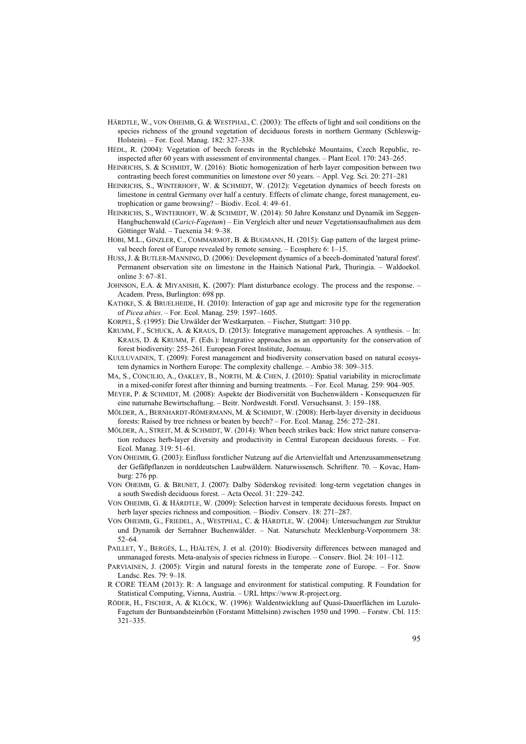HÄRDTLE, W., VON OHEIMB, G. & WESTPHAL, C. (2003): The effects of light and soil conditions on the species richness of the ground vegetation of deciduous forests in northern Germany (Schleswig-Holstein). – For. Ecol. Manag. 182: 327–338.

HÉDL, R. (2004): Vegetation of beech forests in the Rychlebské Mountains, Czech Republic, re-inspected after 60 years with assessment of environmental changes. – Plant Ecol. 170: 243–265.

HEINRICHS, S. & SCHMIDT, W. (2016): Biotic homogenization of herb layer composition between two contrasting beech forest communities on limestone over 50 years. – Appl. Veg. Sci. 20: 271–281

HEINRICHS, S., WINTERHOFF, W. & SCHMIDT, W. (2012): Vegetation dynamics of beech forests on limestone in central Germany over half a century. Effects of climate change, forest management, eutrophication or game browsing? – Biodiv. Ecol. 4: 49–61.

HEINRICHS, S., WINTERHOFF, W. & SCHMIDT, W. (2014): 50 Jahre Konstanz und Dynamik im Seggen-Hangbuchenwald (*Carici-Fagetum*) – Ein Vergleich alter und neuer Vegetationsaufnahmen aus dem Göttinger Wald. – Tuexenia 34: 9–38.

HOBI, M.L., GINZLER, C., COMMARMOT, B. & BUGMANN, H. (2015): Gap pattern of the largest primeval beech forest of Europe revealed by remote sensing. – Ecosphere 6: 1–15.

HUSS, J. & BUTLER-MANNING, D. (2006): Development dynamics of a beech-dominated 'natural forest'. Permanent observation site on limestone in the Hainich National Park, Thuringia. – Waldoekol. online 3: 67–81.

JOHNSON, E.A. & MIYANISHI, K. (2007): Plant disturbance ecology. The process and the response. – Academ. Press, Burlington: 698 pp.

KATHKE, S. & BRUELHEIDE, H. (2010): Interaction of gap age and microsite type for the regeneration of *Picea abies*. – For. Ecol. Manag. 259: 1597–1605.

KORPEL, Š. (1995): Die Urwälder der Westkarpaten. – Fischer, Stuttgart: 310 pp.

KRUMM, F., SCHUCK, A. & KRAUS, D. (2013): Integrative management approaches. A synthesis. – In: KRAUS, D. & KRUMM, F. (Eds.): Integrative approaches as an opportunity for the conservation of forest biodiversity: 255–261. European Forest Institute, Joensuu.

KUULUVAINEN, T. (2009): Forest management and biodiversity conservation based on natural ecosystem dynamics in Northern Europe: The complexity challenge. – Ambio 38: 309–315.

MA, S., CONCILIO, A., OAKLEY, B., NORTH, M. & CHEN, J. (2010): Spatial variability in microclimate in a mixed-conifer forest after thinning and burning treatments. – For. Ecol. Manag. 259: 904–905.

MEYER, P. & SCHMIDT, M. (2008): Aspekte der Biodiversität von Buchenwäldern - Konsequenzen für eine naturnahe Bewirtschaftung. – Beitr. Nordwestdt. Forstl. Versuchsanst. 3: 159–188.

MÖLDER, A., BERNHARDT-RÖMERMANN, M. & SCHMIDT, W. (2008): Herb-layer diversity in deciduous forests: Raised by tree richness or beaten by beech? – For. Ecol. Manag. 256: 272–281.

MÖLDER, A., STREIT, M. & SCHMIDT, W. (2014): When beech strikes back: How strict nature conservation reduces herb-layer diversity and productivity in Central European deciduous forests. – For. Ecol. Manag. 319: 51–61.

VON OHEIMB, G. (2003): Einfluss forstlicher Nutzung auf die Artenvielfalt und Artenzusammensetzung der Gefäßpflanzen in norddeutschen Laubwäldern. Naturwissensch. Schriftenr. 70. – Kovac, Hamburg: 276 pp.

VON OHEIMB, G. & BRUNET, J. (2007): Dalby Söderskog revisited: long-term vegetation changes in a south Swedish deciduous forest. – Acta Oecol. 31: 229–242.

VON OHEIMB, G. & HÄRDTLE, W. (2009): Selection harvest in temperate deciduous forests. Impact on herb layer species richness and composition. – Biodiv. Conserv. 18: 271–287.

VON OHEIMB, G., FRIEDEL, A., WESTPHAL, C. & HÄRDTLE, W. (2004): Untersuchungen zur Struktur und Dynamik der Serrahner Buchenwälder. – Nat. Naturschutz Mecklenburg-Vorpommern 38: 52–64.

PAILLET, Y., BERGÈS, L., HJÄLTÉN, J. et al. (2010): Biodiversity differences between managed and unmanaged forests. Meta-analysis of species richness in Europe. – Conserv. Biol. 24: 101–112.

PARVIAINEN, J. (2005): Virgin and natural forests in the temperate zone of Europe. – For. Snow Landsc. Res. 79: 9–18.

R CORE TEAM (2013): R: A language and environment for statistical computing. R Foundation for Statistical Computing, Vienna, Austria. – URL https://www.R-project.org.

RÖDER, H., FISCHER, A. & KLÖCK, W. (1996): Waldentwicklung auf Quasi-Dauerflächen im Luzulo-Fagetum der Buntsandsteinrhön (Forstamt Mittelsinn) zwischen 1950 und 1990. – Forstw. Cbl. 115: 321–335.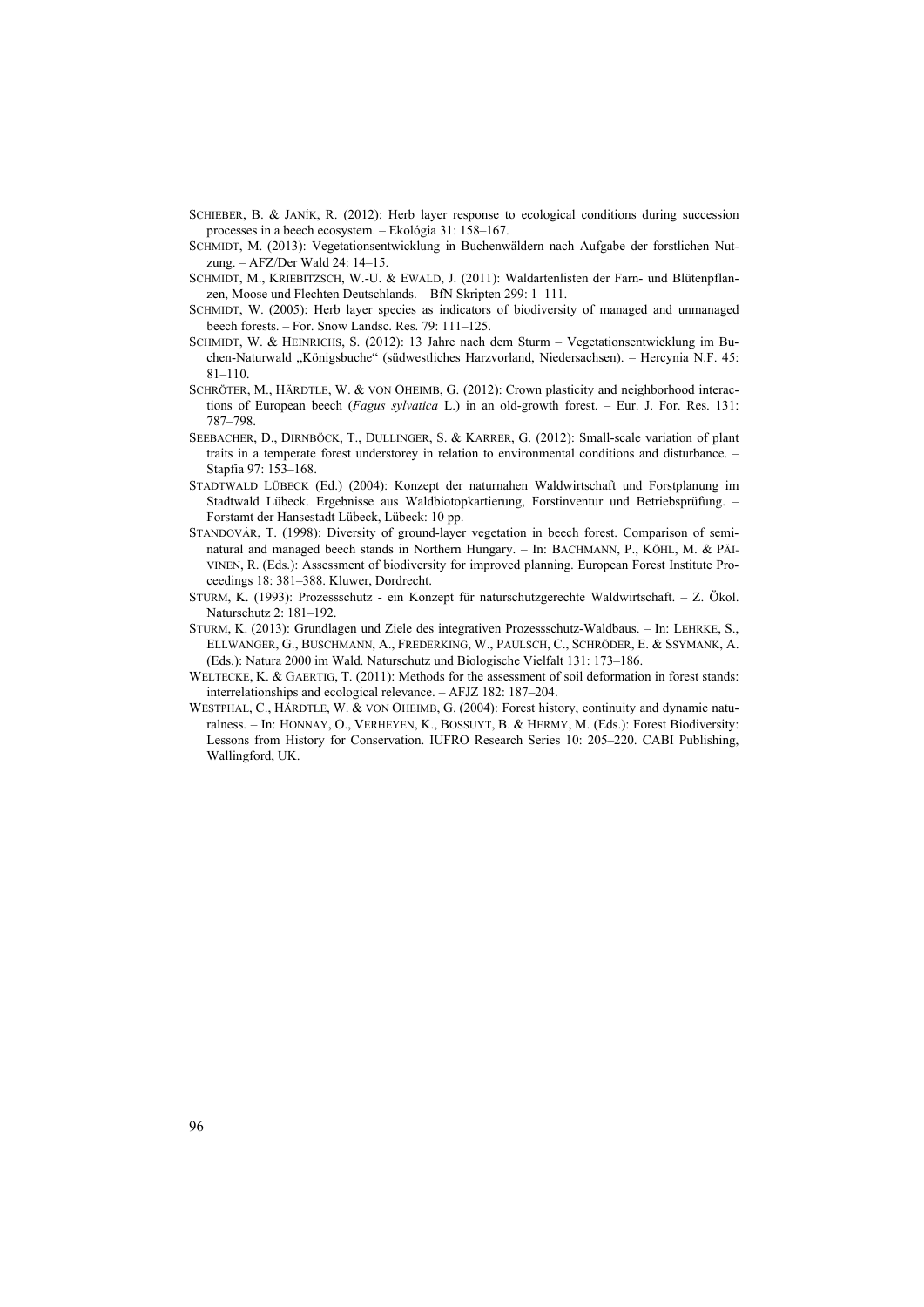SCHIEBER, B. & JANÍK, R. (2012): Herb layer response to ecological conditions during succession processes in a beech ecosystem. – Ekológia 31: 158–167.

SCHMIDT, M. (2013): Vegetationsentwicklung in Buchenwäldern nach Aufgabe der forstlichen Nutzung. – AFZ/Der Wald 24: 14–15.

SCHMIDT, M., KRIEBITZSCH, W.-U. & EWALD, J. (2011): Waldartenlisten der Farn- und Blütenpflanzen, Moose und Flechten Deutschlands. – BfN Skripten 299: 1–111.

SCHMIDT, W. (2005): Herb layer species as indicators of biodiversity of managed and unmanaged beech forests. – For. Snow Landsc. Res. 79: 111–125.

SCHMIDT, W. & HEINRICHS, S. (2012): 13 Jahre nach dem Sturm – Vegetationsentwicklung im Buchen-Naturwald „Königsbuche“ (südwestliches Harzvorland, Niedersachsen). – Hercynia N.F. 45: 81–110.

SCHRÖTER, M., HÄRDTLE, W. & VON OHEIMB, G. (2012): Crown plasticity and neighborhood interactions of European beech (*Fagus sylvatica* L.) in an old-growth forest. – Eur. J. For. Res. 131: 787–798.

SEEBACHER, D., DIRNBÖCK, T., DULLINGER, S. & KARRER, G. (2012): Small-scale variation of plant traits in a temperate forest understorey in relation to environmental conditions and disturbance. – Stapfia 97: 153–168.

STADTWALD LÜBECK (Ed.) (2004): Konzept der naturnahen Waldwirtschaft und Forstplanung im Stadtwald Lübeck. Ergebnisse aus Waldbiotopkartierung, Forstinventur und Betriebsprüfung. – Forstamt der Hansestadt Lübeck, Lübeck: 10 pp.

STANDOVÁR, T. (1998): Diversity of ground-layer vegetation in beech forest. Comparison of semi-natural and managed beech stands in Northern Hungary. – In: BACHMANN, P., KÖHL, M. & PÄIVINEN, R. (Eds.): Assessment of biodiversity for improved planning. European Forest Institute Proceedings 18: 381–388. Kluwer, Dordrecht.

STURM, K. (1993): Prozessschutz - ein Konzept für naturschutzgerechte Waldwirtschaft. – Z. Ökol. Naturschutz 2: 181–192.

STURM, K. (2013): Grundlagen und Ziele des integrativen Prozessschutz-Waldbaus. – In: LEHRKE, S., ELLWANGER, G., BUSCHMANN, A., FREDERKING, W., PAULSCH, C., SCHRÖDER, E. & SSYMANK, A. (Eds.): Natura 2000 im Wald. Naturschutz und Biologische Vielfalt 131: 173–186.

WELTECKE, K. & GAERTIG, T. (2011): Methods for the assessment of soil deformation in forest stands: interrelationships and ecological relevance. – AFJZ 182: 187–204.

WESTPHAL, C., HÄRDTLE, W. & VON OHEIMB, G. (2004): Forest history, continuity and dynamic naturalness. – In: HONNAY, O., VERHEYEN, K., BOSSUYT, B. & HERMY, M. (Eds.): Forest Biodiversity: Lessons from History for Conservation. IUFRO Research Series 10: 205–220. CABI Publishing, Wallingford, UK.